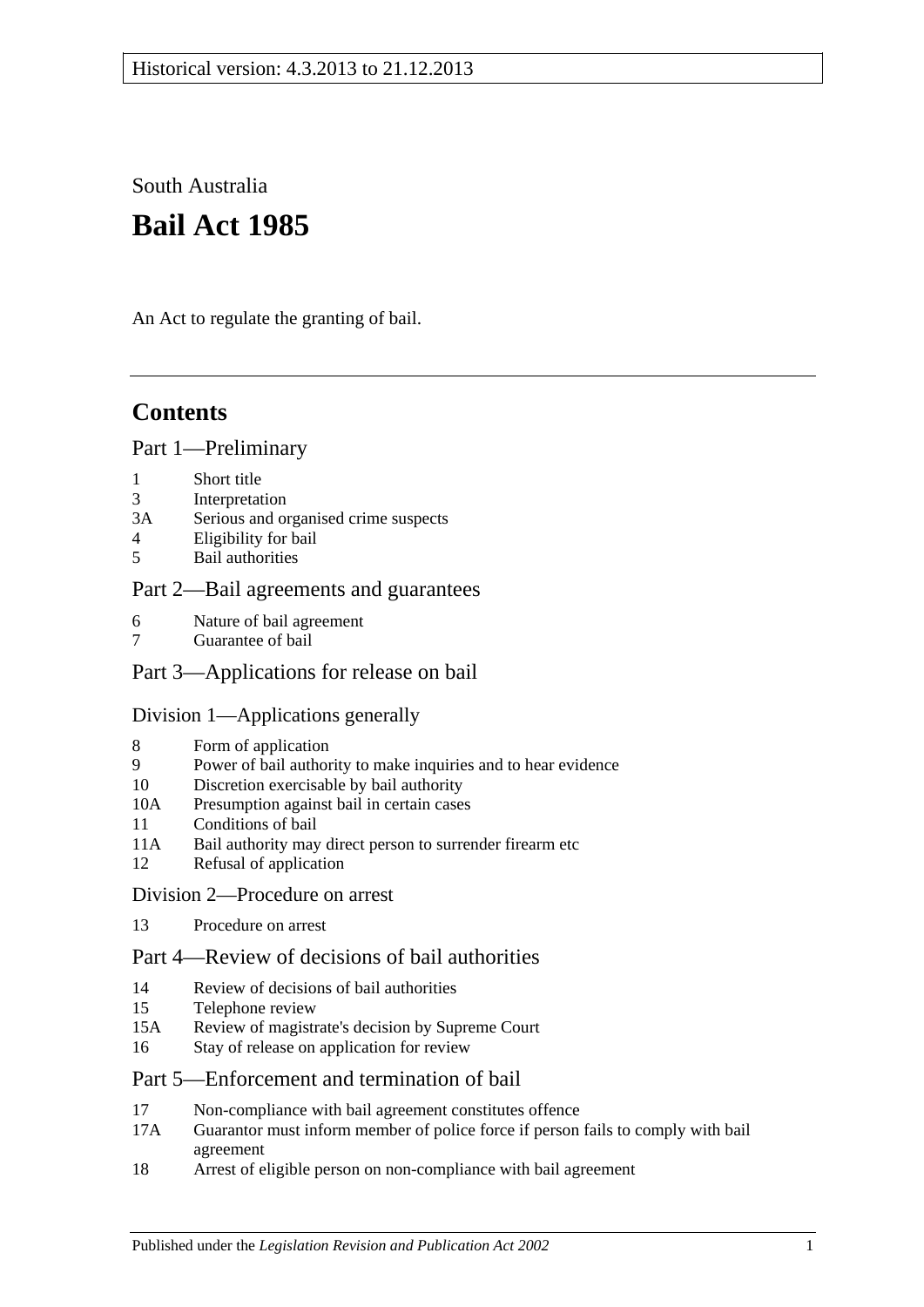Historical version: 4.3.2013 to 21.12.2013

South Australia

# Bail Act 1985

An Act to regulate the granting of bail.

## Contents

Part 1—Preliminary

1 Short title
3 Interpretation
3A Serious and organised crime suspects
4 Eligibility for bail
5 Bail authorities

Part 2—Bail agreements and guarantees

6 Nature of bail agreement
7 Guarantee of bail

Part 3—Applications for release on bail

Division 1—Applications generally

8 Form of application
9 Power of bail authority to make inquiries and to hear evidence
10 Discretion exercisable by bail authority
10A Presumption against bail in certain cases
11 Conditions of bail
11A Bail authority may direct person to surrender firearm etc
12 Refusal of application

Division 2—Procedure on arrest

13 Procedure on arrest

Part 4—Review of decisions of bail authorities

14 Review of decisions of bail authorities
15 Telephone review
15A Review of magistrate's decision by Supreme Court
16 Stay of release on application for review

Part 5—Enforcement and termination of bail

17 Non-compliance with bail agreement constitutes offence
17A Guarantor must inform member of police force if person fails to comply with bail agreement
18 Arrest of eligible person on non-compliance with bail agreement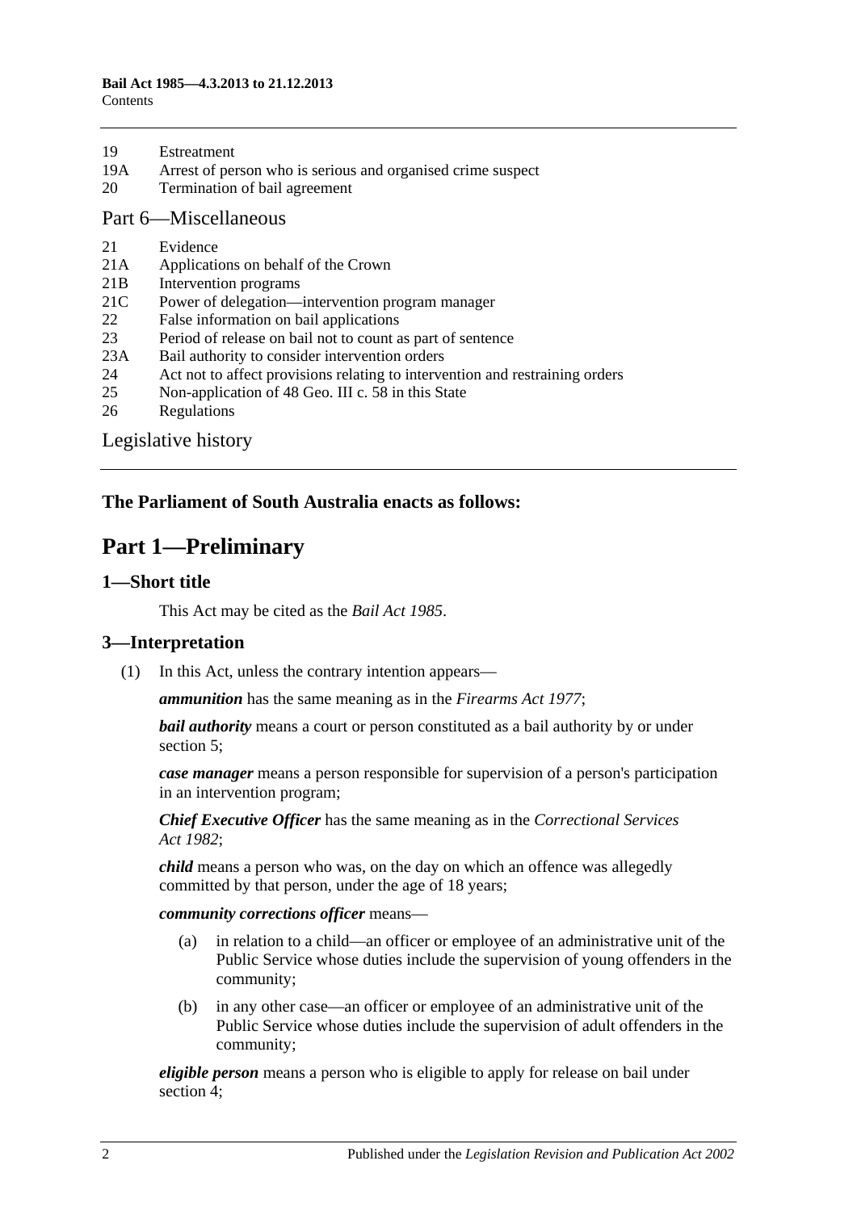| | |
|---|---|
| 19 | Estreatment |
| 19A | Arrest of person who is serious and organised crime suspect |
| 20 | Termination of bail agreement |

Part 6—Miscellaneous

| | |
|---|---|
| 21 | Evidence |
| 21A | Applications on behalf of the Crown |
| 21B | Intervention programs |
| 21C | Power of delegation—intervention program manager |
| 22 | False information on bail applications |
| 23 | Period of release on bail not to count as part of sentence |
| 23A | Bail authority to consider intervention orders |
| 24 | Act not to affect provisions relating to intervention and restraining orders |
| 25 | Non-application of 48 Geo. III c. 58 in this State |
| 26 | Regulations |

Legislative history

**The Parliament of South Australia enacts as follows:**

# Part 1—Preliminary

## 1—Short title

This Act may be cited as the *Bail Act 1985*.

## 3—Interpretation

(1) In this Act, unless the contrary intention appears—

***ammunition*** has the same meaning as in the *Firearms Act 1977*;

***bail authority*** means a court or person constituted as a bail authority by or under section 5;

***case manager*** means a person responsible for supervision of a person's participation in an intervention program;

***Chief Executive Officer*** has the same meaning as in the *Correctional Services Act 1982*;

***child*** means a person who was, on the day on which an offence was allegedly committed by that person, under the age of 18 years;

***community corrections officer*** means—

(a) in relation to a child—an officer or employee of an administrative unit of the Public Service whose duties include the supervision of young offenders in the community;

(b) in any other case—an officer or employee of an administrative unit of the Public Service whose duties include the supervision of adult offenders in the community;

***eligible person*** means a person who is eligible to apply for release on bail under section 4;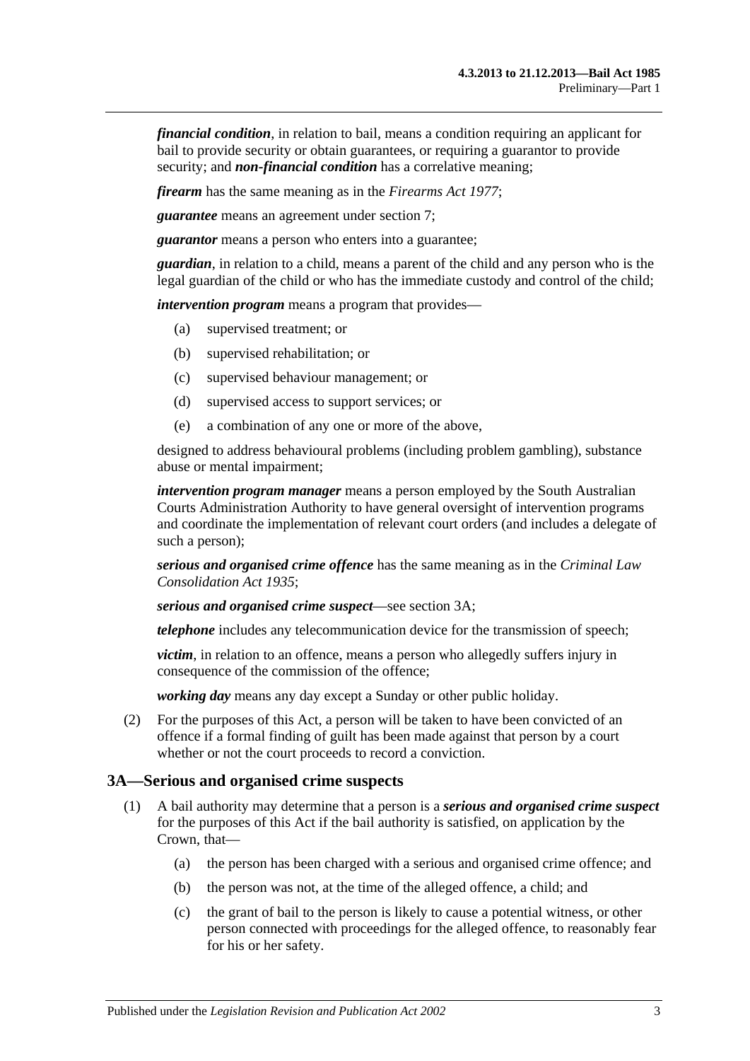***financial condition***, in relation to bail, means a condition requiring an applicant for bail to provide security or obtain guarantees, or requiring a guarantor to provide security; and ***non-financial condition*** has a correlative meaning;

***firearm*** has the same meaning as in the *Firearms Act 1977*;

***guarantee*** means an agreement under section 7;

***guarantor*** means a person who enters into a guarantee;

***guardian***, in relation to a child, means a parent of the child and any person who is the legal guardian of the child or who has the immediate custody and control of the child;

***intervention program*** means a program that provides—

- (a) supervised treatment; or
- (b) supervised rehabilitation; or
- (c) supervised behaviour management; or
- (d) supervised access to support services; or
- (e) a combination of any one or more of the above,

designed to address behavioural problems (including problem gambling), substance abuse or mental impairment;

***intervention program manager*** means a person employed by the South Australian Courts Administration Authority to have general oversight of intervention programs and coordinate the implementation of relevant court orders (and includes a delegate of such a person);

***serious and organised crime offence*** has the same meaning as in the *Criminal Law Consolidation Act 1935*;

***serious and organised crime suspect***—see section 3A;

***telephone*** includes any telecommunication device for the transmission of speech;

***victim***, in relation to an offence, means a person who allegedly suffers injury in consequence of the commission of the offence;

***working day*** means any day except a Sunday or other public holiday.

(2) For the purposes of this Act, a person will be taken to have been convicted of an offence if a formal finding of guilt has been made against that person by a court whether or not the court proceeds to record a conviction.

## 3A—Serious and organised crime suspects

(1) A bail authority may determine that a person is a ***serious and organised crime suspect*** for the purposes of this Act if the bail authority is satisfied, on application by the Crown, that—

- (a) the person has been charged with a serious and organised crime offence; and
- (b) the person was not, at the time of the alleged offence, a child; and
- (c) the grant of bail to the person is likely to cause a potential witness, or other person connected with proceedings for the alleged offence, to reasonably fear for his or her safety.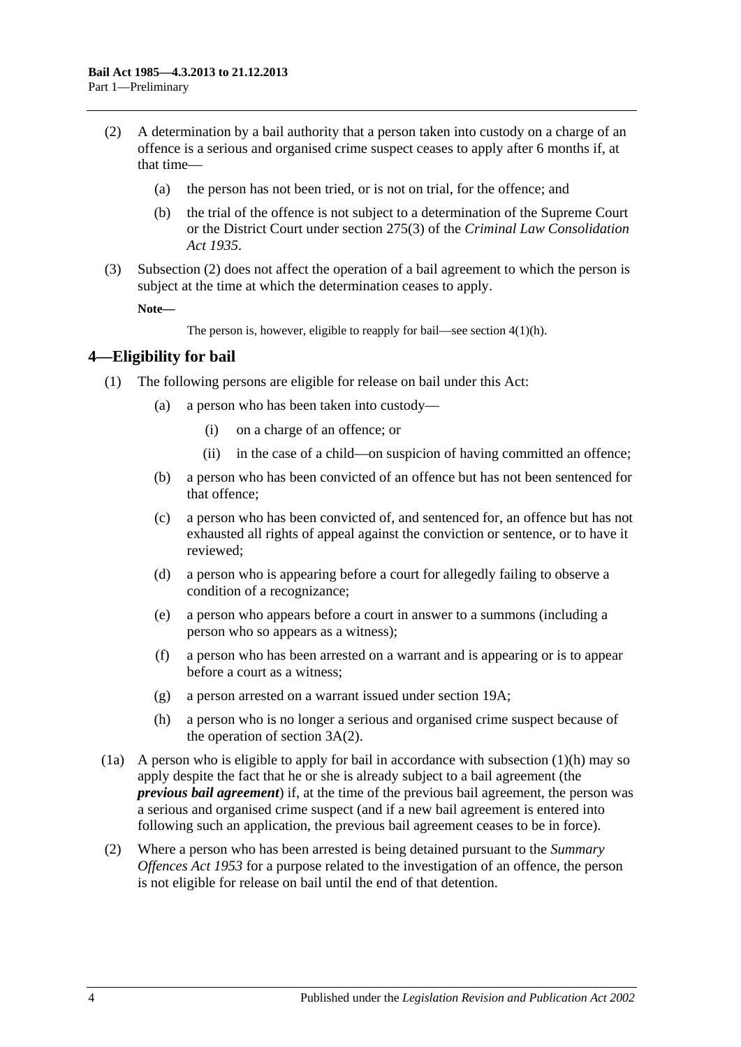(2) A determination by a bail authority that a person taken into custody on a charge of an offence is a serious and organised crime suspect ceases to apply after 6 months if, at that time—

(a) the person has not been tried, or is not on trial, for the offence; and

(b) the trial of the offence is not subject to a determination of the Supreme Court or the District Court under section 275(3) of the *Criminal Law Consolidation Act 1935*.

(3) Subsection (2) does not affect the operation of a bail agreement to which the person is subject at the time at which the determination ceases to apply.

**Note—**

The person is, however, eligible to reapply for bail—see section 4(1)(h).

## 4—Eligibility for bail

(1) The following persons are eligible for release on bail under this Act:

(a) a person who has been taken into custody—

(i) on a charge of an offence; or

(ii) in the case of a child—on suspicion of having committed an offence;

(b) a person who has been convicted of an offence but has not been sentenced for that offence;

(c) a person who has been convicted of, and sentenced for, an offence but has not exhausted all rights of appeal against the conviction or sentence, or to have it reviewed;

(d) a person who is appearing before a court for allegedly failing to observe a condition of a recognizance;

(e) a person who appears before a court in answer to a summons (including a person who so appears as a witness);

(f) a person who has been arrested on a warrant and is appearing or is to appear before a court as a witness;

(g) a person arrested on a warrant issued under section 19A;

(h) a person who is no longer a serious and organised crime suspect because of the operation of section 3A(2).

(1a) A person who is eligible to apply for bail in accordance with subsection (1)(h) may so apply despite the fact that he or she is already subject to a bail agreement (the ***previous bail agreement***) if, at the time of the previous bail agreement, the person was a serious and organised crime suspect (and if a new bail agreement is entered into following such an application, the previous bail agreement ceases to be in force).

(2) Where a person who has been arrested is being detained pursuant to the *Summary Offences Act 1953* for a purpose related to the investigation of an offence, the person is not eligible for release on bail until the end of that detention.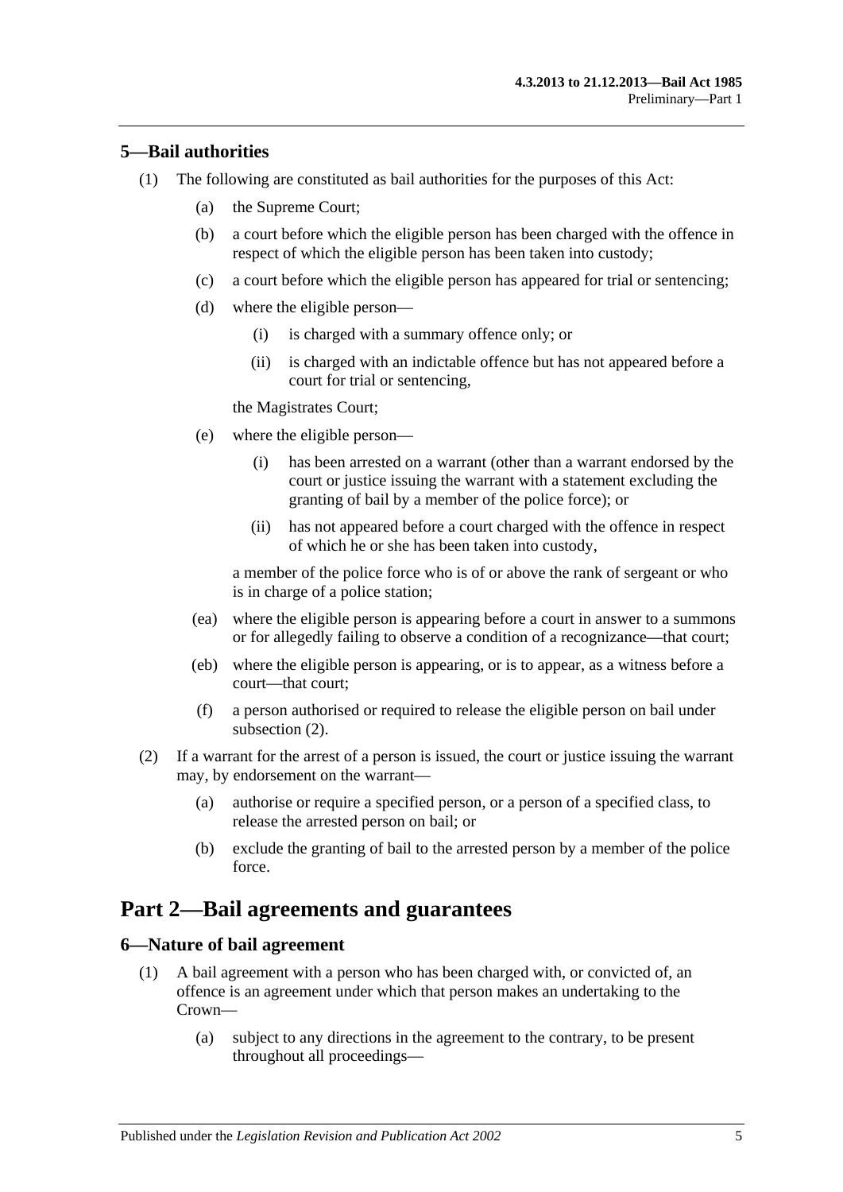## 5—Bail authorities

(1) The following are constituted as bail authorities for the purposes of this Act:

(a) the Supreme Court;

(b) a court before which the eligible person has been charged with the offence in respect of which the eligible person has been taken into custody;

(c) a court before which the eligible person has appeared for trial or sentencing;

(d) where the eligible person—

(i) is charged with a summary offence only; or

(ii) is charged with an indictable offence but has not appeared before a court for trial or sentencing,

the Magistrates Court;

(e) where the eligible person—

(i) has been arrested on a warrant (other than a warrant endorsed by the court or justice issuing the warrant with a statement excluding the granting of bail by a member of the police force); or

(ii) has not appeared before a court charged with the offence in respect of which he or she has been taken into custody,

a member of the police force who is of or above the rank of sergeant or who is in charge of a police station;

(ea) where the eligible person is appearing before a court in answer to a summons or for allegedly failing to observe a condition of a recognizance—that court;

(eb) where the eligible person is appearing, or is to appear, as a witness before a court—that court;

(f) a person authorised or required to release the eligible person on bail under subsection (2).

(2) If a warrant for the arrest of a person is issued, the court or justice issuing the warrant may, by endorsement on the warrant—

(a) authorise or require a specified person, or a person of a specified class, to release the arrested person on bail; or

(b) exclude the granting of bail to the arrested person by a member of the police force.

# Part 2—Bail agreements and guarantees

## 6—Nature of bail agreement

(1) A bail agreement with a person who has been charged with, or convicted of, an offence is an agreement under which that person makes an undertaking to the Crown—

(a) subject to any directions in the agreement to the contrary, to be present throughout all proceedings—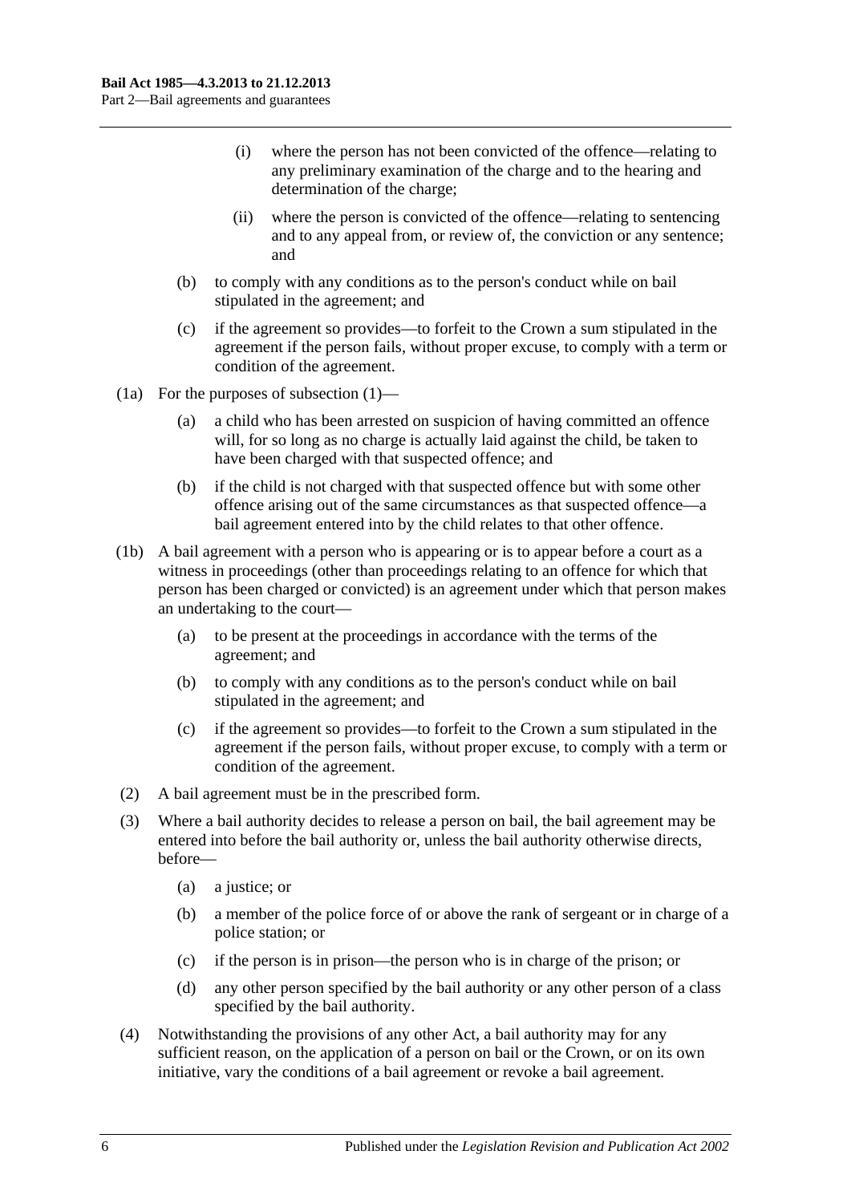(i) where the person has not been convicted of the offence—relating to any preliminary examination of the charge and to the hearing and determination of the charge;

(ii) where the person is convicted of the offence—relating to sentencing and to any appeal from, or review of, the conviction or any sentence; and

(b) to comply with any conditions as to the person's conduct while on bail stipulated in the agreement; and

(c) if the agreement so provides—to forfeit to the Crown a sum stipulated in the agreement if the person fails, without proper excuse, to comply with a term or condition of the agreement.

(1a) For the purposes of subsection (1)—

(a) a child who has been arrested on suspicion of having committed an offence will, for so long as no charge is actually laid against the child, be taken to have been charged with that suspected offence; and

(b) if the child is not charged with that suspected offence but with some other offence arising out of the same circumstances as that suspected offence—a bail agreement entered into by the child relates to that other offence.

(1b) A bail agreement with a person who is appearing or is to appear before a court as a witness in proceedings (other than proceedings relating to an offence for which that person has been charged or convicted) is an agreement under which that person makes an undertaking to the court—

(a) to be present at the proceedings in accordance with the terms of the agreement; and

(b) to comply with any conditions as to the person's conduct while on bail stipulated in the agreement; and

(c) if the agreement so provides—to forfeit to the Crown a sum stipulated in the agreement if the person fails, without proper excuse, to comply with a term or condition of the agreement.

(2) A bail agreement must be in the prescribed form.

(3) Where a bail authority decides to release a person on bail, the bail agreement may be entered into before the bail authority or, unless the bail authority otherwise directs, before—

(a) a justice; or

(b) a member of the police force of or above the rank of sergeant or in charge of a police station; or

(c) if the person is in prison—the person who is in charge of the prison; or

(d) any other person specified by the bail authority or any other person of a class specified by the bail authority.

(4) Notwithstanding the provisions of any other Act, a bail authority may for any sufficient reason, on the application of a person on bail or the Crown, or on its own initiative, vary the conditions of a bail agreement or revoke a bail agreement.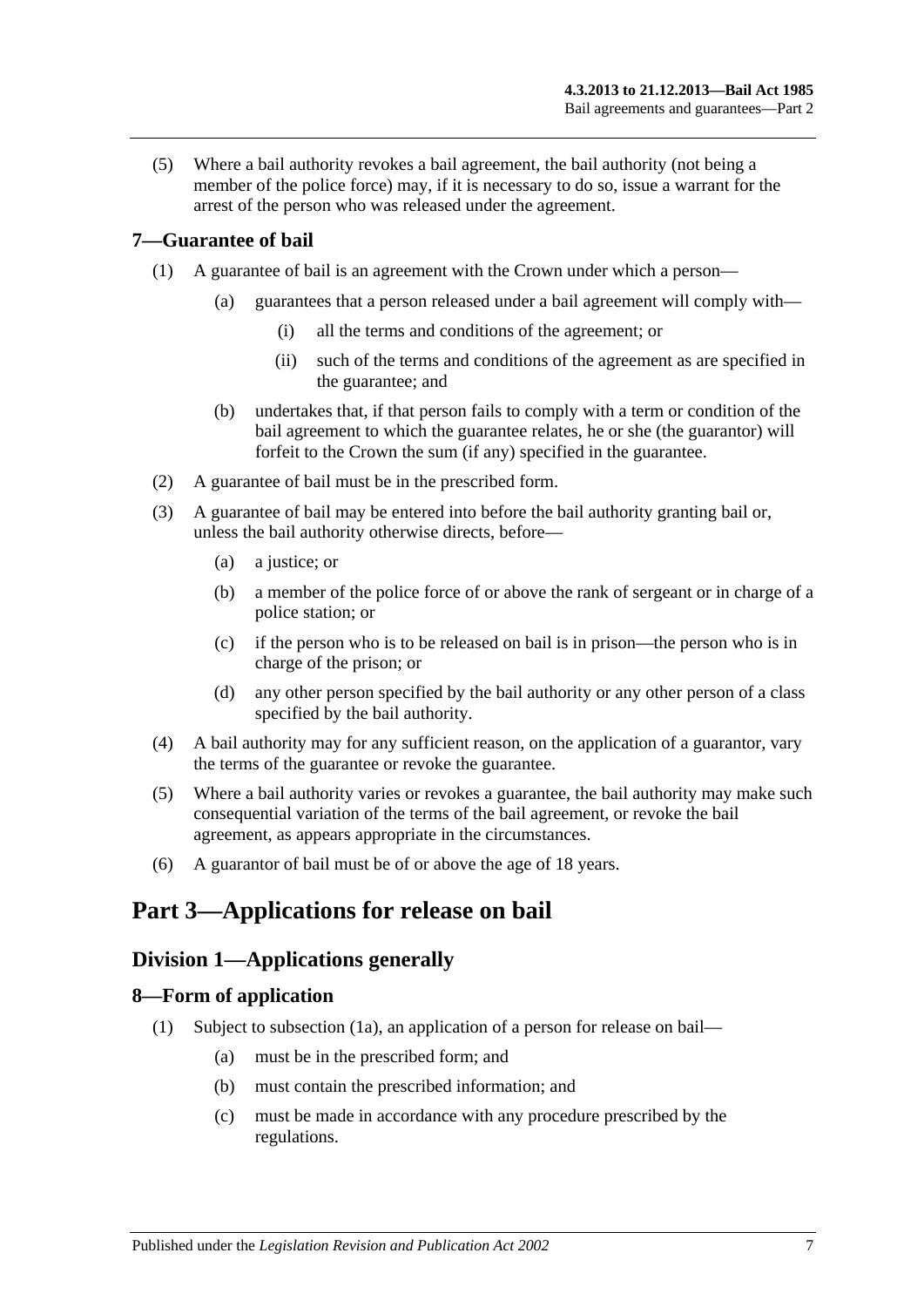(5) Where a bail authority revokes a bail agreement, the bail authority (not being a member of the police force) may, if it is necessary to do so, issue a warrant for the arrest of the person who was released under the agreement.

## 7—Guarantee of bail

(1) A guarantee of bail is an agreement with the Crown under which a person—

  (a) guarantees that a person released under a bail agreement will comply with—

    (i) all the terms and conditions of the agreement; or

    (ii) such of the terms and conditions of the agreement as are specified in the guarantee; and

  (b) undertakes that, if that person fails to comply with a term or condition of the bail agreement to which the guarantee relates, he or she (the guarantor) will forfeit to the Crown the sum (if any) specified in the guarantee.

(2) A guarantee of bail must be in the prescribed form.

(3) A guarantee of bail may be entered into before the bail authority granting bail or, unless the bail authority otherwise directs, before—

  (a) a justice; or

  (b) a member of the police force of or above the rank of sergeant or in charge of a police station; or

  (c) if the person who is to be released on bail is in prison—the person who is in charge of the prison; or

  (d) any other person specified by the bail authority or any other person of a class specified by the bail authority.

(4) A bail authority may for any sufficient reason, on the application of a guarantor, vary the terms of the guarantee or revoke the guarantee.

(5) Where a bail authority varies or revokes a guarantee, the bail authority may make such consequential variation of the terms of the bail agreement, or revoke the bail agreement, as appears appropriate in the circumstances.

(6) A guarantor of bail must be of or above the age of 18 years.

# Part 3—Applications for release on bail

## Division 1—Applications generally

## 8—Form of application

(1) Subject to subsection (1a), an application of a person for release on bail—

  (a) must be in the prescribed form; and

  (b) must contain the prescribed information; and

  (c) must be made in accordance with any procedure prescribed by the regulations.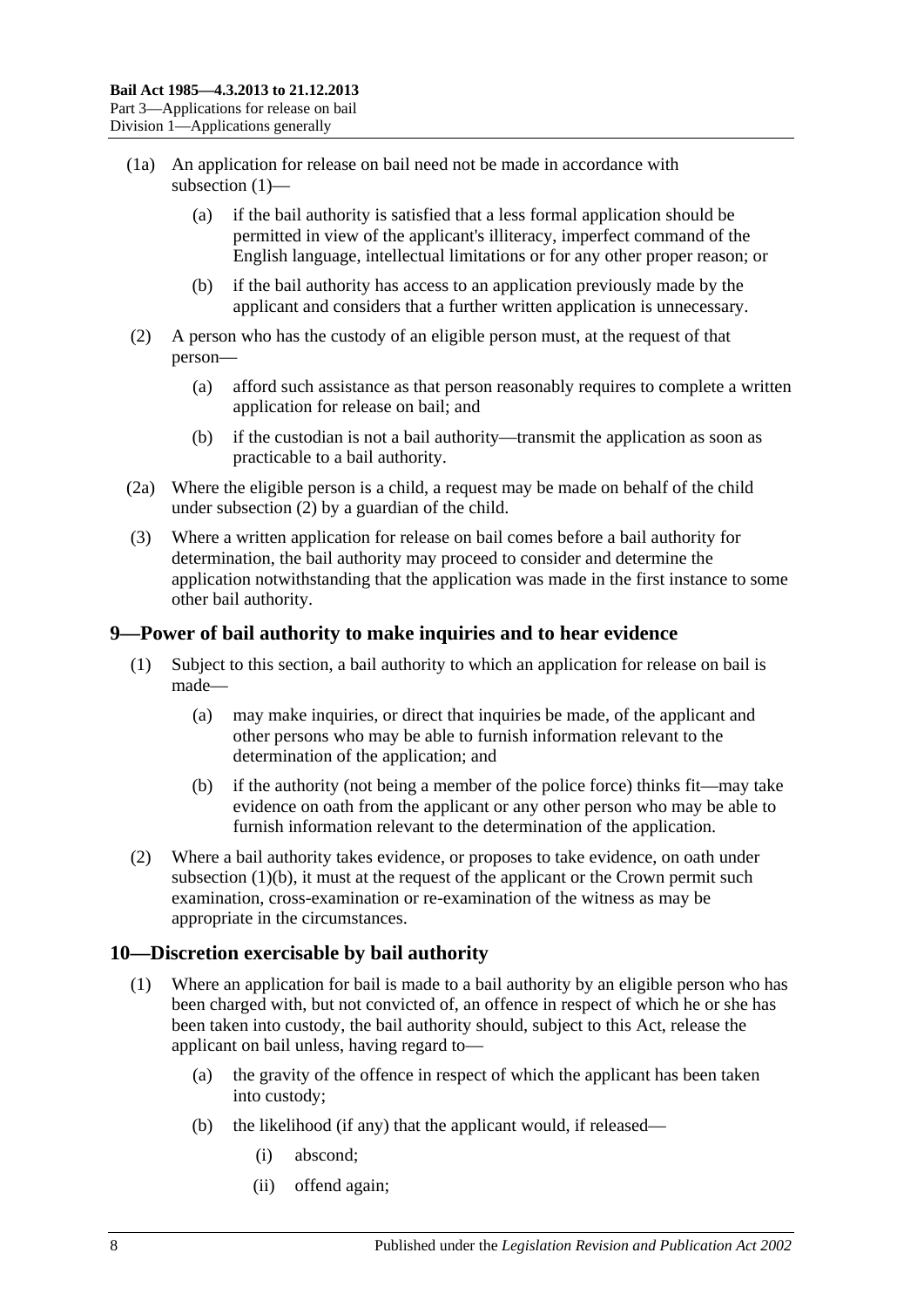(1a) An application for release on bail need not be made in accordance with subsection (1)—

  (a) if the bail authority is satisfied that a less formal application should be permitted in view of the applicant's illiteracy, imperfect command of the English language, intellectual limitations or for any other proper reason; or

  (b) if the bail authority has access to an application previously made by the applicant and considers that a further written application is unnecessary.

(2) A person who has the custody of an eligible person must, at the request of that person—

  (a) afford such assistance as that person reasonably requires to complete a written application for release on bail; and

  (b) if the custodian is not a bail authority—transmit the application as soon as practicable to a bail authority.

(2a) Where the eligible person is a child, a request may be made on behalf of the child under subsection (2) by a guardian of the child.

(3) Where a written application for release on bail comes before a bail authority for determination, the bail authority may proceed to consider and determine the application notwithstanding that the application was made in the first instance to some other bail authority.

## 9—Power of bail authority to make inquiries and to hear evidence

(1) Subject to this section, a bail authority to which an application for release on bail is made—

  (a) may make inquiries, or direct that inquiries be made, of the applicant and other persons who may be able to furnish information relevant to the determination of the application; and

  (b) if the authority (not being a member of the police force) thinks fit—may take evidence on oath from the applicant or any other person who may be able to furnish information relevant to the determination of the application.

(2) Where a bail authority takes evidence, or proposes to take evidence, on oath under subsection (1)(b), it must at the request of the applicant or the Crown permit such examination, cross-examination or re-examination of the witness as may be appropriate in the circumstances.

## 10—Discretion exercisable by bail authority

(1) Where an application for bail is made to a bail authority by an eligible person who has been charged with, but not convicted of, an offence in respect of which he or she has been taken into custody, the bail authority should, subject to this Act, release the applicant on bail unless, having regard to—

  (a) the gravity of the offence in respect of which the applicant has been taken into custody;

  (b) the likelihood (if any) that the applicant would, if released—

    (i) abscond;

    (ii) offend again;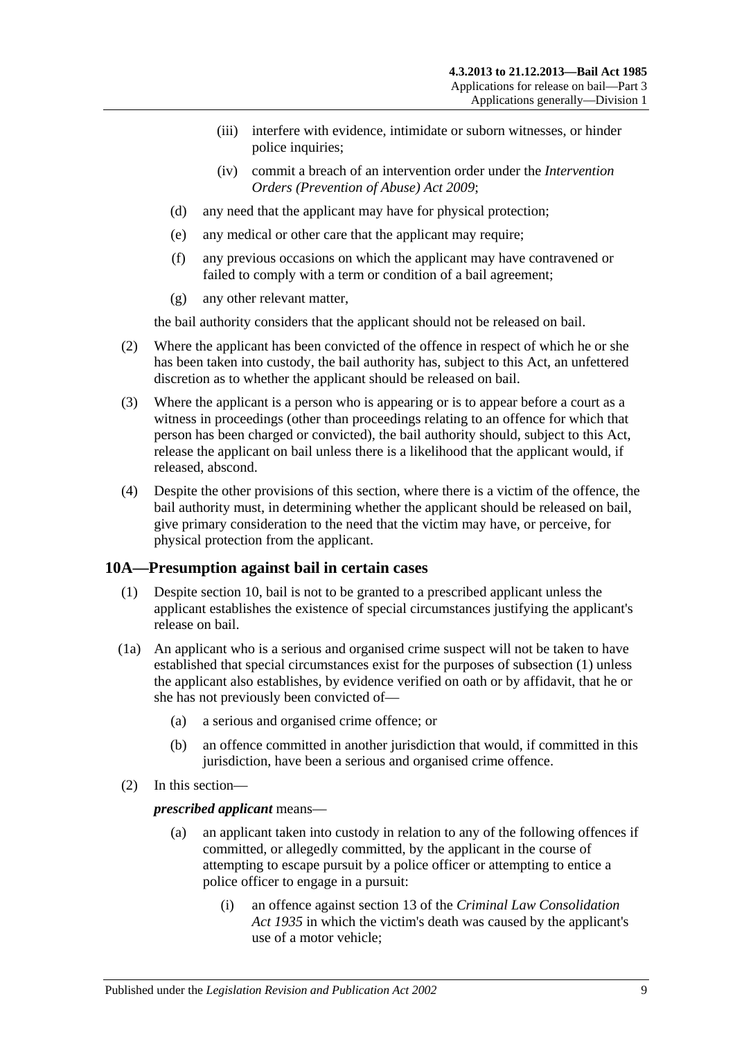(iii) interfere with evidence, intimidate or suborn witnesses, or hinder police inquiries;

(iv) commit a breach of an intervention order under the *Intervention Orders (Prevention of Abuse) Act 2009*;

(d) any need that the applicant may have for physical protection;

(e) any medical or other care that the applicant may require;

(f) any previous occasions on which the applicant may have contravened or failed to comply with a term or condition of a bail agreement;

(g) any other relevant matter,

the bail authority considers that the applicant should not be released on bail.

(2) Where the applicant has been convicted of the offence in respect of which he or she has been taken into custody, the bail authority has, subject to this Act, an unfettered discretion as to whether the applicant should be released on bail.

(3) Where the applicant is a person who is appearing or is to appear before a court as a witness in proceedings (other than proceedings relating to an offence for which that person has been charged or convicted), the bail authority should, subject to this Act, release the applicant on bail unless there is a likelihood that the applicant would, if released, abscond.

(4) Despite the other provisions of this section, where there is a victim of the offence, the bail authority must, in determining whether the applicant should be released on bail, give primary consideration to the need that the victim may have, or perceive, for physical protection from the applicant.

## 10A—Presumption against bail in certain cases

(1) Despite section 10, bail is not to be granted to a prescribed applicant unless the applicant establishes the existence of special circumstances justifying the applicant's release on bail.

(1a) An applicant who is a serious and organised crime suspect will not be taken to have established that special circumstances exist for the purposes of subsection (1) unless the applicant also establishes, by evidence verified on oath or by affidavit, that he or she has not previously been convicted of—

(a) a serious and organised crime offence; or

(b) an offence committed in another jurisdiction that would, if committed in this jurisdiction, have been a serious and organised crime offence.

(2) In this section—

***prescribed applicant*** means—

(a) an applicant taken into custody in relation to any of the following offences if committed, or allegedly committed, by the applicant in the course of attempting to escape pursuit by a police officer or attempting to entice a police officer to engage in a pursuit:

(i) an offence against section 13 of the *Criminal Law Consolidation Act 1935* in which the victim's death was caused by the applicant's use of a motor vehicle;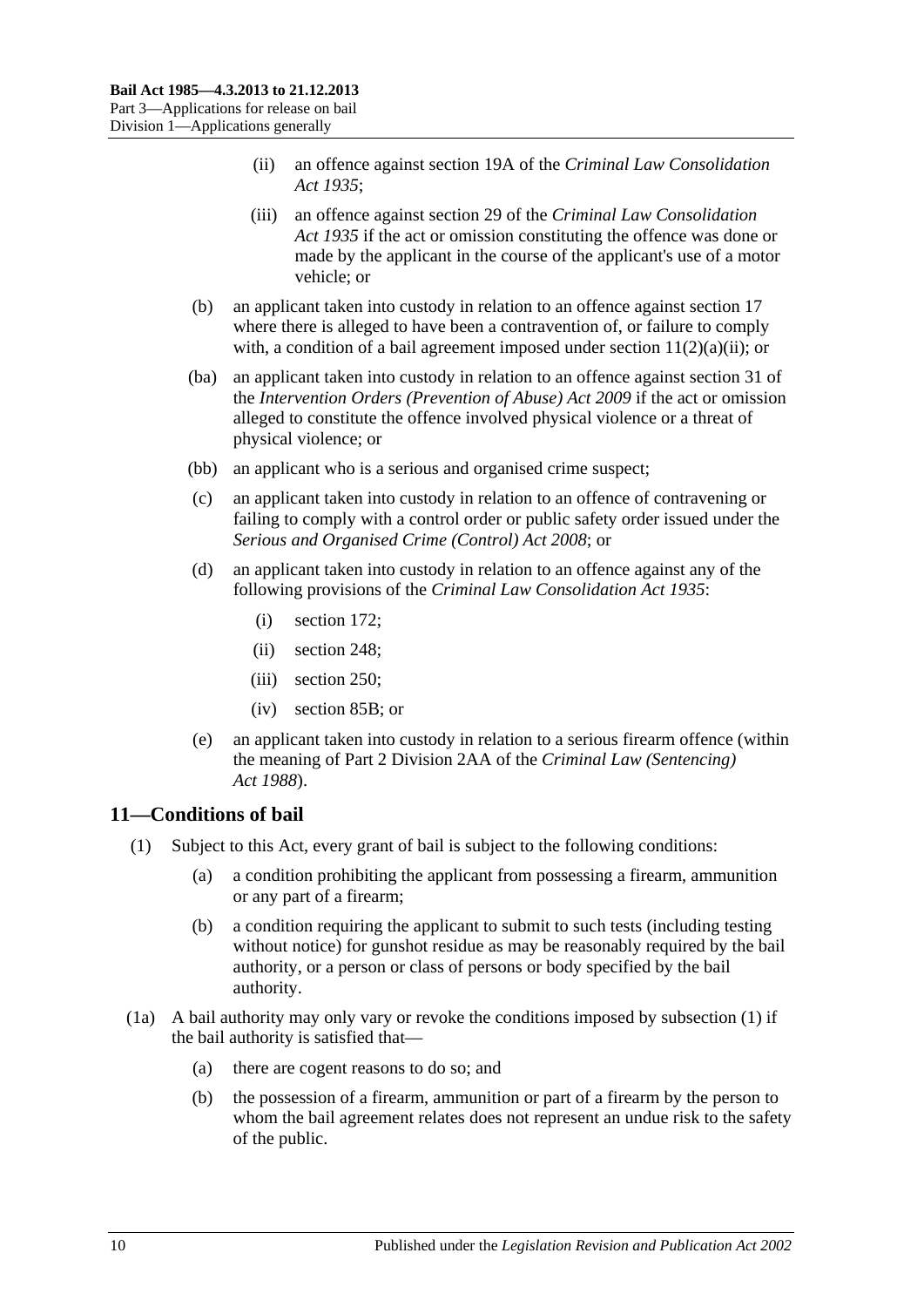(ii) an offence against section 19A of the *Criminal Law Consolidation Act 1935*;

(iii) an offence against section 29 of the *Criminal Law Consolidation Act 1935* if the act or omission constituting the offence was done or made by the applicant in the course of the applicant's use of a motor vehicle; or

(b) an applicant taken into custody in relation to an offence against section 17 where there is alleged to have been a contravention of, or failure to comply with, a condition of a bail agreement imposed under section 11(2)(a)(ii); or

(ba) an applicant taken into custody in relation to an offence against section 31 of the *Intervention Orders (Prevention of Abuse) Act 2009* if the act or omission alleged to constitute the offence involved physical violence or a threat of physical violence; or

(bb) an applicant who is a serious and organised crime suspect;

(c) an applicant taken into custody in relation to an offence of contravening or failing to comply with a control order or public safety order issued under the *Serious and Organised Crime (Control) Act 2008*; or

(d) an applicant taken into custody in relation to an offence against any of the following provisions of the *Criminal Law Consolidation Act 1935*:

(i) section 172;

(ii) section 248;

(iii) section 250;

(iv) section 85B; or

(e) an applicant taken into custody in relation to a serious firearm offence (within the meaning of Part 2 Division 2AA of the *Criminal Law (Sentencing) Act 1988*).

## 11—Conditions of bail

(1) Subject to this Act, every grant of bail is subject to the following conditions:

(a) a condition prohibiting the applicant from possessing a firearm, ammunition or any part of a firearm;

(b) a condition requiring the applicant to submit to such tests (including testing without notice) for gunshot residue as may be reasonably required by the bail authority, or a person or class of persons or body specified by the bail authority.

(1a) A bail authority may only vary or revoke the conditions imposed by subsection (1) if the bail authority is satisfied that—

(a) there are cogent reasons to do so; and

(b) the possession of a firearm, ammunition or part of a firearm by the person to whom the bail agreement relates does not represent an undue risk to the safety of the public.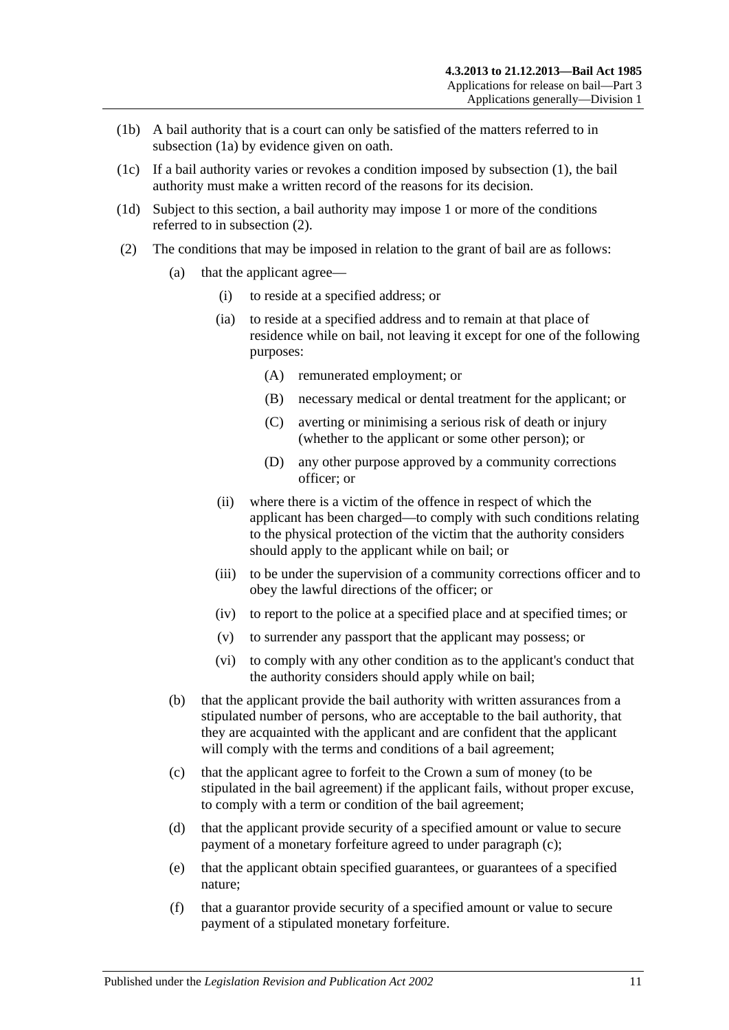(1b) A bail authority that is a court can only be satisfied of the matters referred to in subsection (1a) by evidence given on oath.

(1c) If a bail authority varies or revokes a condition imposed by subsection (1), the bail authority must make a written record of the reasons for its decision.

(1d) Subject to this section, a bail authority may impose 1 or more of the conditions referred to in subsection (2).

(2) The conditions that may be imposed in relation to the grant of bail are as follows:

(a) that the applicant agree—

(i) to reside at a specified address; or

(ia) to reside at a specified address and to remain at that place of residence while on bail, not leaving it except for one of the following purposes:

(A) remunerated employment; or

(B) necessary medical or dental treatment for the applicant; or

(C) averting or minimising a serious risk of death or injury (whether to the applicant or some other person); or

(D) any other purpose approved by a community corrections officer; or

(ii) where there is a victim of the offence in respect of which the applicant has been charged—to comply with such conditions relating to the physical protection of the victim that the authority considers should apply to the applicant while on bail; or

(iii) to be under the supervision of a community corrections officer and to obey the lawful directions of the officer; or

(iv) to report to the police at a specified place and at specified times; or

(v) to surrender any passport that the applicant may possess; or

(vi) to comply with any other condition as to the applicant's conduct that the authority considers should apply while on bail;

(b) that the applicant provide the bail authority with written assurances from a stipulated number of persons, who are acceptable to the bail authority, that they are acquainted with the applicant and are confident that the applicant will comply with the terms and conditions of a bail agreement;

(c) that the applicant agree to forfeit to the Crown a sum of money (to be stipulated in the bail agreement) if the applicant fails, without proper excuse, to comply with a term or condition of the bail agreement;

(d) that the applicant provide security of a specified amount or value to secure payment of a monetary forfeiture agreed to under paragraph (c);

(e) that the applicant obtain specified guarantees, or guarantees of a specified nature;

(f) that a guarantor provide security of a specified amount or value to secure payment of a stipulated monetary forfeiture.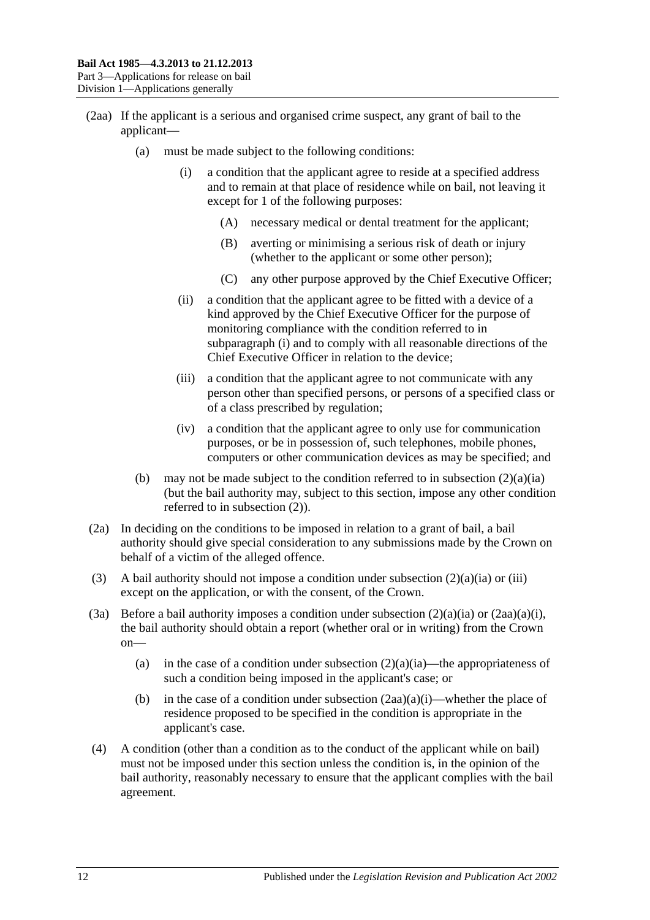(2aa) If the applicant is a serious and organised crime suspect, any grant of bail to the applicant—

(a) must be made subject to the following conditions:

(i) a condition that the applicant agree to reside at a specified address and to remain at that place of residence while on bail, not leaving it except for 1 of the following purposes:

(A) necessary medical or dental treatment for the applicant;

(B) averting or minimising a serious risk of death or injury (whether to the applicant or some other person);

(C) any other purpose approved by the Chief Executive Officer;

(ii) a condition that the applicant agree to be fitted with a device of a kind approved by the Chief Executive Officer for the purpose of monitoring compliance with the condition referred to in subparagraph (i) and to comply with all reasonable directions of the Chief Executive Officer in relation to the device;

(iii) a condition that the applicant agree to not communicate with any person other than specified persons, or persons of a specified class or of a class prescribed by regulation;

(iv) a condition that the applicant agree to only use for communication purposes, or be in possession of, such telephones, mobile phones, computers or other communication devices as may be specified; and

(b) may not be made subject to the condition referred to in subsection (2)(a)(ia) (but the bail authority may, subject to this section, impose any other condition referred to in subsection (2)).

(2a) In deciding on the conditions to be imposed in relation to a grant of bail, a bail authority should give special consideration to any submissions made by the Crown on behalf of a victim of the alleged offence.

(3) A bail authority should not impose a condition under subsection (2)(a)(ia) or (iii) except on the application, or with the consent, of the Crown.

(3a) Before a bail authority imposes a condition under subsection (2)(a)(ia) or (2aa)(a)(i), the bail authority should obtain a report (whether oral or in writing) from the Crown on—

(a) in the case of a condition under subsection (2)(a)(ia)—the appropriateness of such a condition being imposed in the applicant's case; or

(b) in the case of a condition under subsection (2aa)(a)(i)—whether the place of residence proposed to be specified in the condition is appropriate in the applicant's case.

(4) A condition (other than a condition as to the conduct of the applicant while on bail) must not be imposed under this section unless the condition is, in the opinion of the bail authority, reasonably necessary to ensure that the applicant complies with the bail agreement.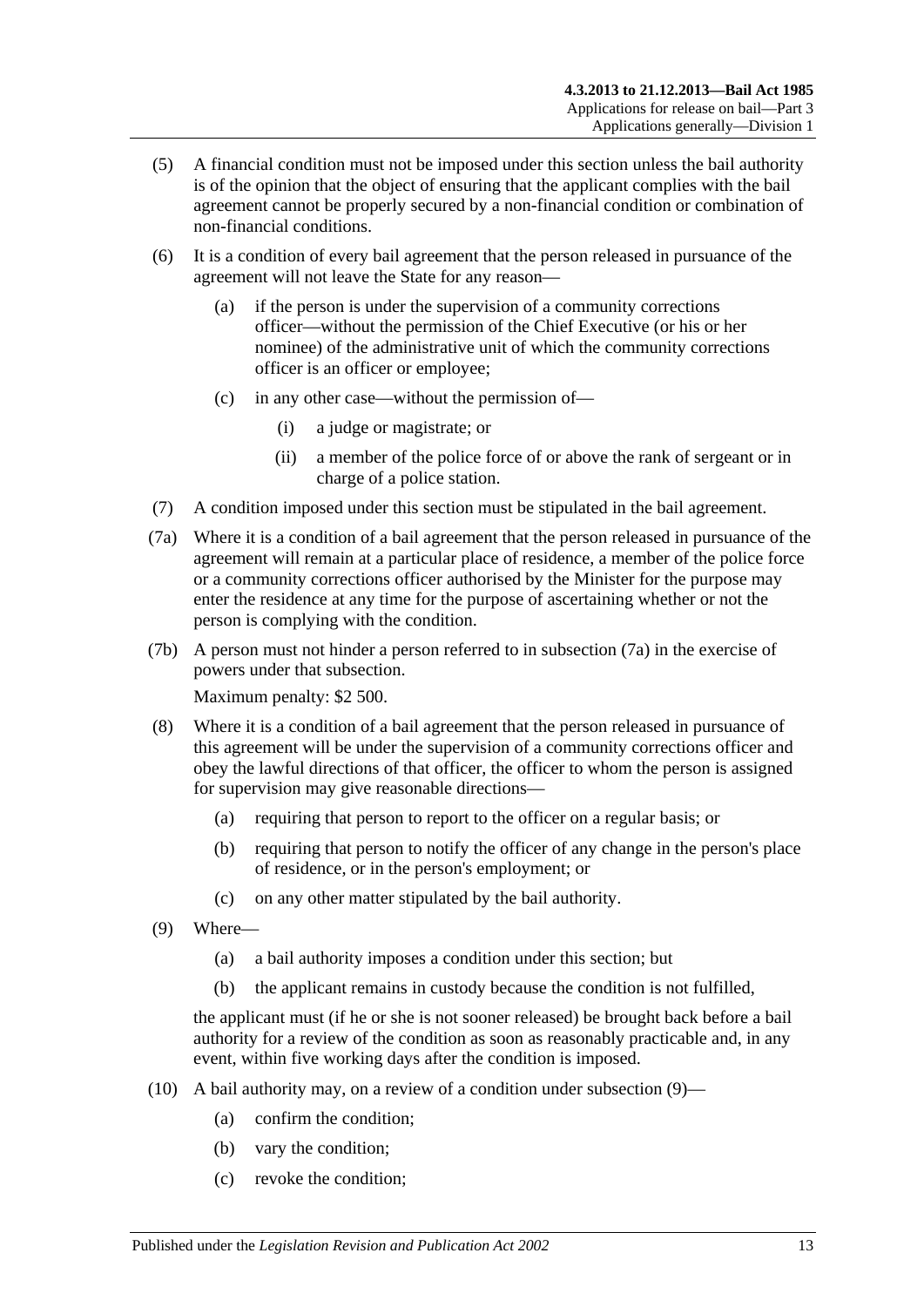(5) A financial condition must not be imposed under this section unless the bail authority is of the opinion that the object of ensuring that the applicant complies with the bail agreement cannot be properly secured by a non-financial condition or combination of non-financial conditions.

(6) It is a condition of every bail agreement that the person released in pursuance of the agreement will not leave the State for any reason—

- (a) if the person is under the supervision of a community corrections officer—without the permission of the Chief Executive (or his or her nominee) of the administrative unit of which the community corrections officer is an officer or employee;
- (c) in any other case—without the permission of—
  - (i) a judge or magistrate; or
  - (ii) a member of the police force of or above the rank of sergeant or in charge of a police station.

(7) A condition imposed under this section must be stipulated in the bail agreement.

(7a) Where it is a condition of a bail agreement that the person released in pursuance of the agreement will remain at a particular place of residence, a member of the police force or a community corrections officer authorised by the Minister for the purpose may enter the residence at any time for the purpose of ascertaining whether or not the person is complying with the condition.

(7b) A person must not hinder a person referred to in subsection (7a) in the exercise of powers under that subsection.

Maximum penalty: $2 500.

(8) Where it is a condition of a bail agreement that the person released in pursuance of this agreement will be under the supervision of a community corrections officer and obey the lawful directions of that officer, the officer to whom the person is assigned for supervision may give reasonable directions—

- (a) requiring that person to report to the officer on a regular basis; or
- (b) requiring that person to notify the officer of any change in the person's place of residence, or in the person's employment; or
- (c) on any other matter stipulated by the bail authority.

(9) Where—

- (a) a bail authority imposes a condition under this section; but
- (b) the applicant remains in custody because the condition is not fulfilled,

the applicant must (if he or she is not sooner released) be brought back before a bail authority for a review of the condition as soon as reasonably practicable and, in any event, within five working days after the condition is imposed.

(10) A bail authority may, on a review of a condition under subsection (9)—

- (a) confirm the condition;
- (b) vary the condition;
- (c) revoke the condition;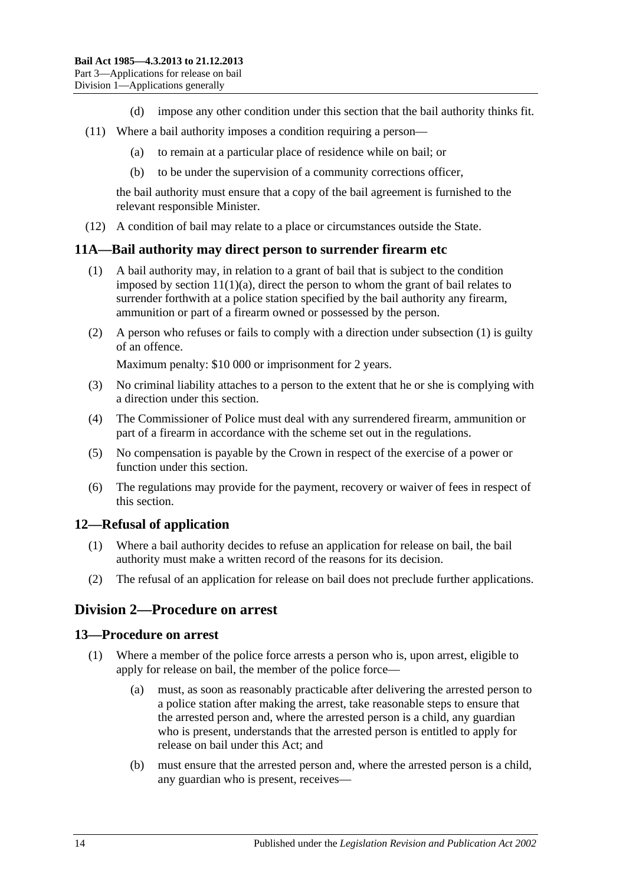(d) impose any other condition under this section that the bail authority thinks fit.

(11) Where a bail authority imposes a condition requiring a person—

(a) to remain at a particular place of residence while on bail; or

(b) to be under the supervision of a community corrections officer,

the bail authority must ensure that a copy of the bail agreement is furnished to the relevant responsible Minister.

(12) A condition of bail may relate to a place or circumstances outside the State.

### 11A—Bail authority may direct person to surrender firearm etc

(1) A bail authority may, in relation to a grant of bail that is subject to the condition imposed by section 11(1)(a), direct the person to whom the grant of bail relates to surrender forthwith at a police station specified by the bail authority any firearm, ammunition or part of a firearm owned or possessed by the person.

(2) A person who refuses or fails to comply with a direction under subsection (1) is guilty of an offence.

Maximum penalty: $10 000 or imprisonment for 2 years.

(3) No criminal liability attaches to a person to the extent that he or she is complying with a direction under this section.

(4) The Commissioner of Police must deal with any surrendered firearm, ammunition or part of a firearm in accordance with the scheme set out in the regulations.

(5) No compensation is payable by the Crown in respect of the exercise of a power or function under this section.

(6) The regulations may provide for the payment, recovery or waiver of fees in respect of this section.

### 12—Refusal of application

(1) Where a bail authority decides to refuse an application for release on bail, the bail authority must make a written record of the reasons for its decision.

(2) The refusal of an application for release on bail does not preclude further applications.

## Division 2—Procedure on arrest

### 13—Procedure on arrest

(1) Where a member of the police force arrests a person who is, upon arrest, eligible to apply for release on bail, the member of the police force—

(a) must, as soon as reasonably practicable after delivering the arrested person to a police station after making the arrest, take reasonable steps to ensure that the arrested person and, where the arrested person is a child, any guardian who is present, understands that the arrested person is entitled to apply for release on bail under this Act; and

(b) must ensure that the arrested person and, where the arrested person is a child, any guardian who is present, receives—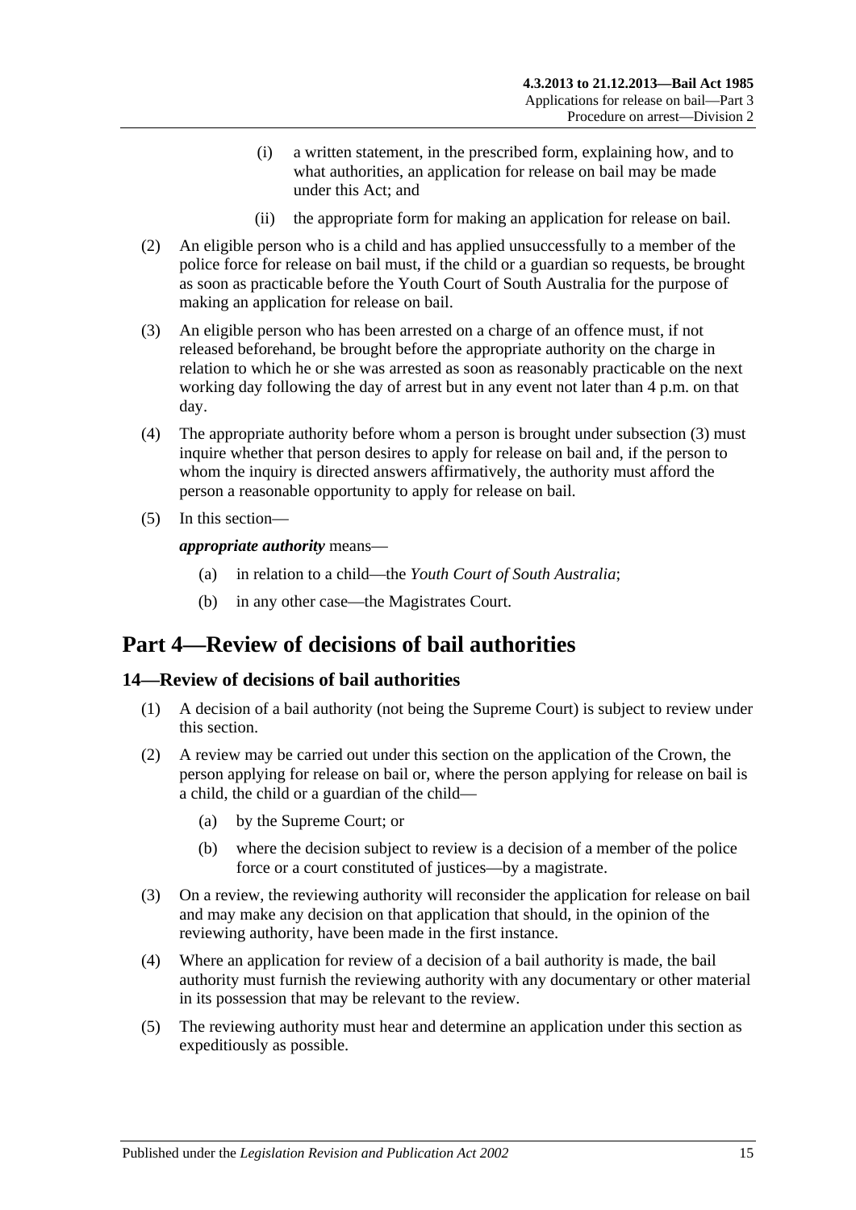(i) a written statement, in the prescribed form, explaining how, and to what authorities, an application for release on bail may be made under this Act; and

(ii) the appropriate form for making an application for release on bail.

(2) An eligible person who is a child and has applied unsuccessfully to a member of the police force for release on bail must, if the child or a guardian so requests, be brought as soon as practicable before the Youth Court of South Australia for the purpose of making an application for release on bail.

(3) An eligible person who has been arrested on a charge of an offence must, if not released beforehand, be brought before the appropriate authority on the charge in relation to which he or she was arrested as soon as reasonably practicable on the next working day following the day of arrest but in any event not later than 4 p.m. on that day.

(4) The appropriate authority before whom a person is brought under subsection (3) must inquire whether that person desires to apply for release on bail and, if the person to whom the inquiry is directed answers affirmatively, the authority must afford the person a reasonable opportunity to apply for release on bail.

(5) In this section—

***appropriate authority*** means—

(a) in relation to a child—the *Youth Court of South Australia*;

(b) in any other case—the Magistrates Court.

# Part 4—Review of decisions of bail authorities

## 14—Review of decisions of bail authorities

(1) A decision of a bail authority (not being the Supreme Court) is subject to review under this section.

(2) A review may be carried out under this section on the application of the Crown, the person applying for release on bail or, where the person applying for release on bail is a child, the child or a guardian of the child—

(a) by the Supreme Court; or

(b) where the decision subject to review is a decision of a member of the police force or a court constituted of justices—by a magistrate.

(3) On a review, the reviewing authority will reconsider the application for release on bail and may make any decision on that application that should, in the opinion of the reviewing authority, have been made in the first instance.

(4) Where an application for review of a decision of a bail authority is made, the bail authority must furnish the reviewing authority with any documentary or other material in its possession that may be relevant to the review.

(5) The reviewing authority must hear and determine an application under this section as expeditiously as possible.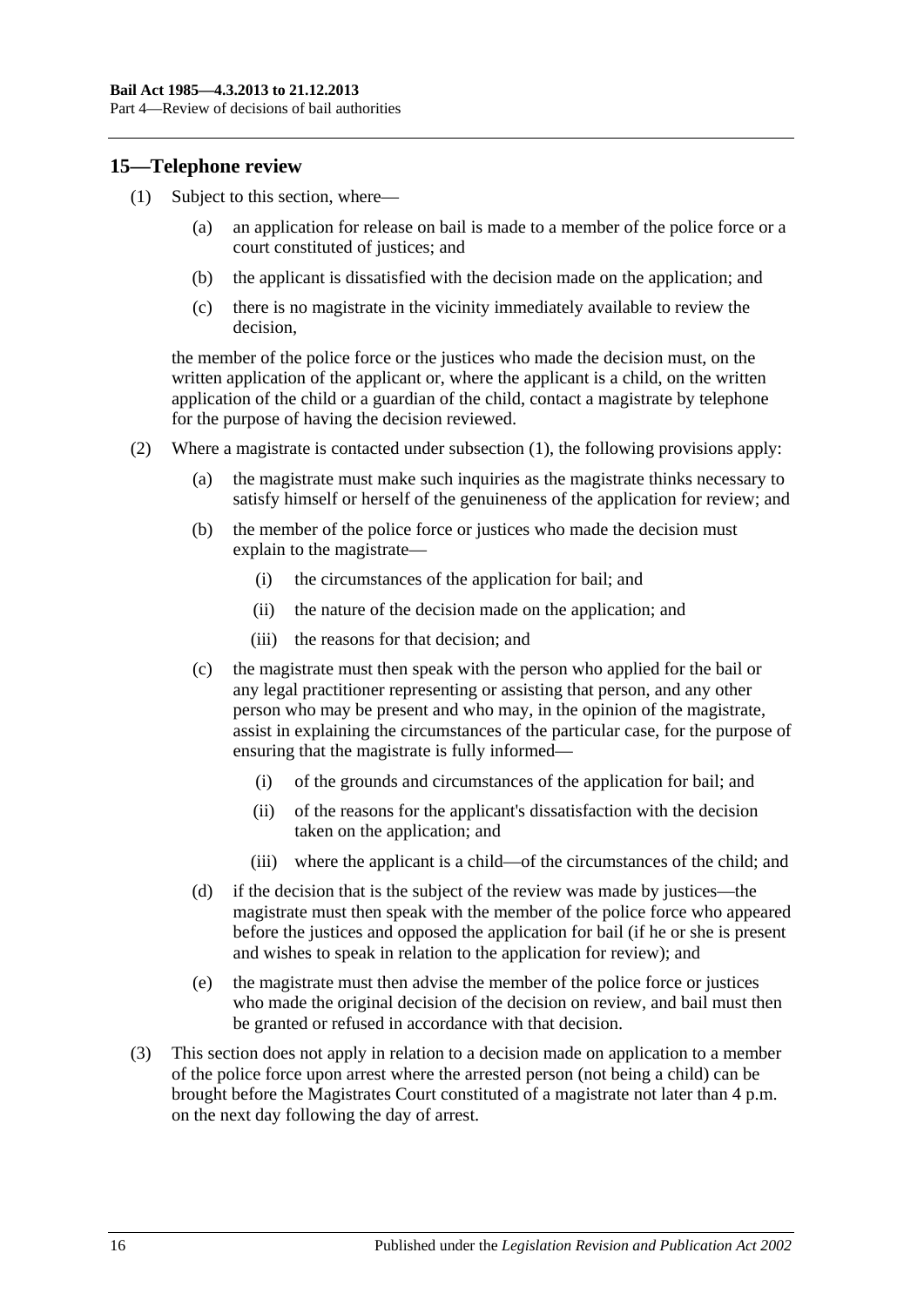## 15—Telephone review

(1) Subject to this section, where—

(a) an application for release on bail is made to a member of the police force or a court constituted of justices; and

(b) the applicant is dissatisfied with the decision made on the application; and

(c) there is no magistrate in the vicinity immediately available to review the decision,

the member of the police force or the justices who made the decision must, on the written application of the applicant or, where the applicant is a child, on the written application of the child or a guardian of the child, contact a magistrate by telephone for the purpose of having the decision reviewed.

(2) Where a magistrate is contacted under subsection (1), the following provisions apply:

(a) the magistrate must make such inquiries as the magistrate thinks necessary to satisfy himself or herself of the genuineness of the application for review; and

(b) the member of the police force or justices who made the decision must explain to the magistrate—

(i) the circumstances of the application for bail; and

(ii) the nature of the decision made on the application; and

(iii) the reasons for that decision; and

(c) the magistrate must then speak with the person who applied for the bail or any legal practitioner representing or assisting that person, and any other person who may be present and who may, in the opinion of the magistrate, assist in explaining the circumstances of the particular case, for the purpose of ensuring that the magistrate is fully informed—

(i) of the grounds and circumstances of the application for bail; and

(ii) of the reasons for the applicant's dissatisfaction with the decision taken on the application; and

(iii) where the applicant is a child—of the circumstances of the child; and

(d) if the decision that is the subject of the review was made by justices—the magistrate must then speak with the member of the police force who appeared before the justices and opposed the application for bail (if he or she is present and wishes to speak in relation to the application for review); and

(e) the magistrate must then advise the member of the police force or justices who made the original decision of the decision on review, and bail must then be granted or refused in accordance with that decision.

(3) This section does not apply in relation to a decision made on application to a member of the police force upon arrest where the arrested person (not being a child) can be brought before the Magistrates Court constituted of a magistrate not later than 4 p.m. on the next day following the day of arrest.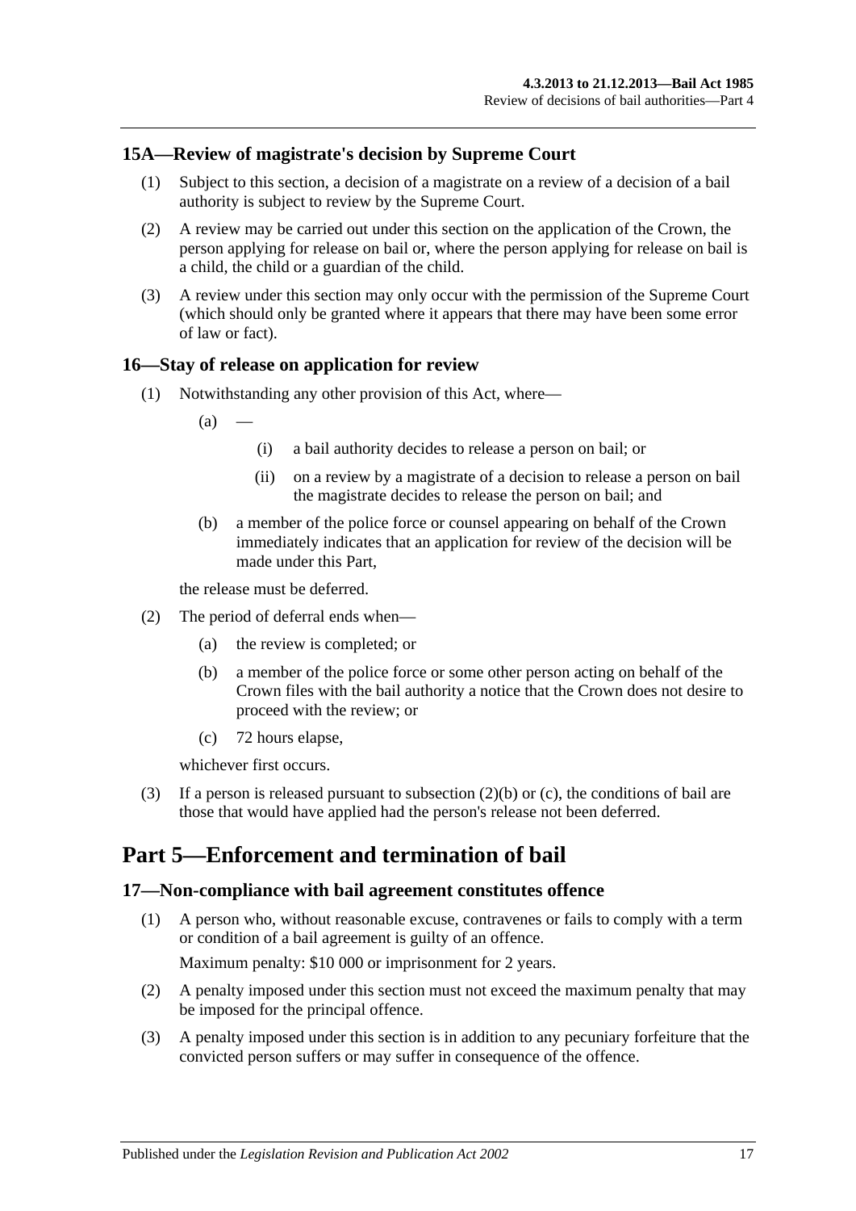### 15A—Review of magistrate's decision by Supreme Court

(1) Subject to this section, a decision of a magistrate on a review of a decision of a bail authority is subject to review by the Supreme Court.

(2) A review may be carried out under this section on the application of the Crown, the person applying for release on bail or, where the person applying for release on bail is a child, the child or a guardian of the child.

(3) A review under this section may only occur with the permission of the Supreme Court (which should only be granted where it appears that there may have been some error of law or fact).

### 16—Stay of release on application for review

(1) Notwithstanding any other provision of this Act, where—

(a) —

(i) a bail authority decides to release a person on bail; or

(ii) on a review by a magistrate of a decision to release a person on bail the magistrate decides to release the person on bail; and

(b) a member of the police force or counsel appearing on behalf of the Crown immediately indicates that an application for review of the decision will be made under this Part,

the release must be deferred.

(2) The period of deferral ends when—

(a) the review is completed; or

(b) a member of the police force or some other person acting on behalf of the Crown files with the bail authority a notice that the Crown does not desire to proceed with the review; or

(c) 72 hours elapse,

whichever first occurs.

(3) If a person is released pursuant to subsection (2)(b) or (c), the conditions of bail are those that would have applied had the person's release not been deferred.

## Part 5—Enforcement and termination of bail

### 17—Non-compliance with bail agreement constitutes offence

(1) A person who, without reasonable excuse, contravenes or fails to comply with a term or condition of a bail agreement is guilty of an offence.

Maximum penalty: $10 000 or imprisonment for 2 years.

(2) A penalty imposed under this section must not exceed the maximum penalty that may be imposed for the principal offence.

(3) A penalty imposed under this section is in addition to any pecuniary forfeiture that the convicted person suffers or may suffer in consequence of the offence.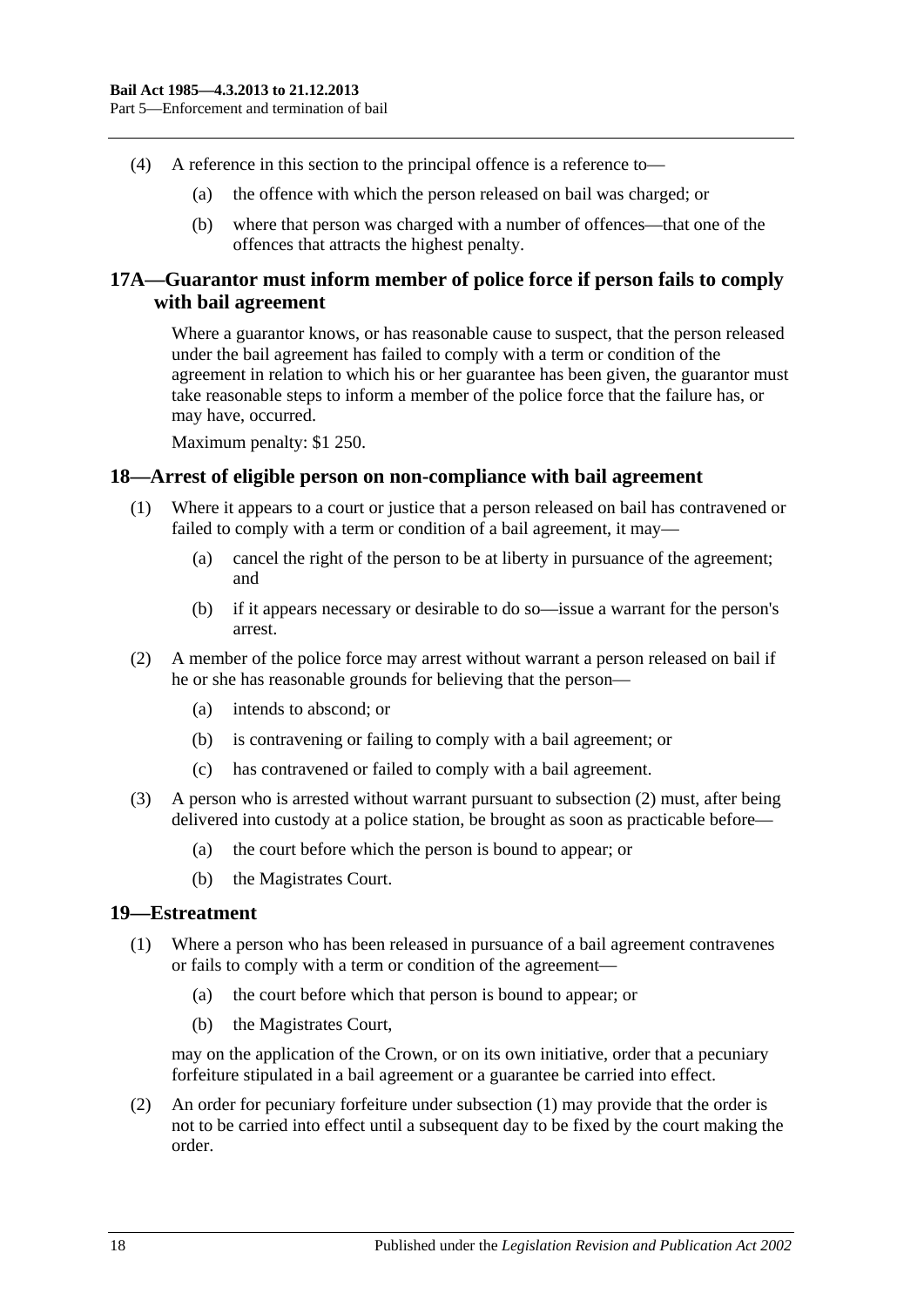(4) A reference in this section to the principal offence is a reference to—

(a) the offence with which the person released on bail was charged; or

(b) where that person was charged with a number of offences—that one of the offences that attracts the highest penalty.

## 17A—Guarantor must inform member of police force if person fails to comply with bail agreement

Where a guarantor knows, or has reasonable cause to suspect, that the person released under the bail agreement has failed to comply with a term or condition of the agreement in relation to which his or her guarantee has been given, the guarantor must take reasonable steps to inform a member of the police force that the failure has, or may have, occurred.

Maximum penalty: $1 250.

## 18—Arrest of eligible person on non-compliance with bail agreement

(1) Where it appears to a court or justice that a person released on bail has contravened or failed to comply with a term or condition of a bail agreement, it may—

(a) cancel the right of the person to be at liberty in pursuance of the agreement; and

(b) if it appears necessary or desirable to do so—issue a warrant for the person's arrest.

(2) A member of the police force may arrest without warrant a person released on bail if he or she has reasonable grounds for believing that the person—

(a) intends to abscond; or

(b) is contravening or failing to comply with a bail agreement; or

(c) has contravened or failed to comply with a bail agreement.

(3) A person who is arrested without warrant pursuant to subsection (2) must, after being delivered into custody at a police station, be brought as soon as practicable before—

(a) the court before which the person is bound to appear; or

(b) the Magistrates Court.

## 19—Estreatment

(1) Where a person who has been released in pursuance of a bail agreement contravenes or fails to comply with a term or condition of the agreement—

(a) the court before which that person is bound to appear; or

(b) the Magistrates Court,

may on the application of the Crown, or on its own initiative, order that a pecuniary forfeiture stipulated in a bail agreement or a guarantee be carried into effect.

(2) An order for pecuniary forfeiture under subsection (1) may provide that the order is not to be carried into effect until a subsequent day to be fixed by the court making the order.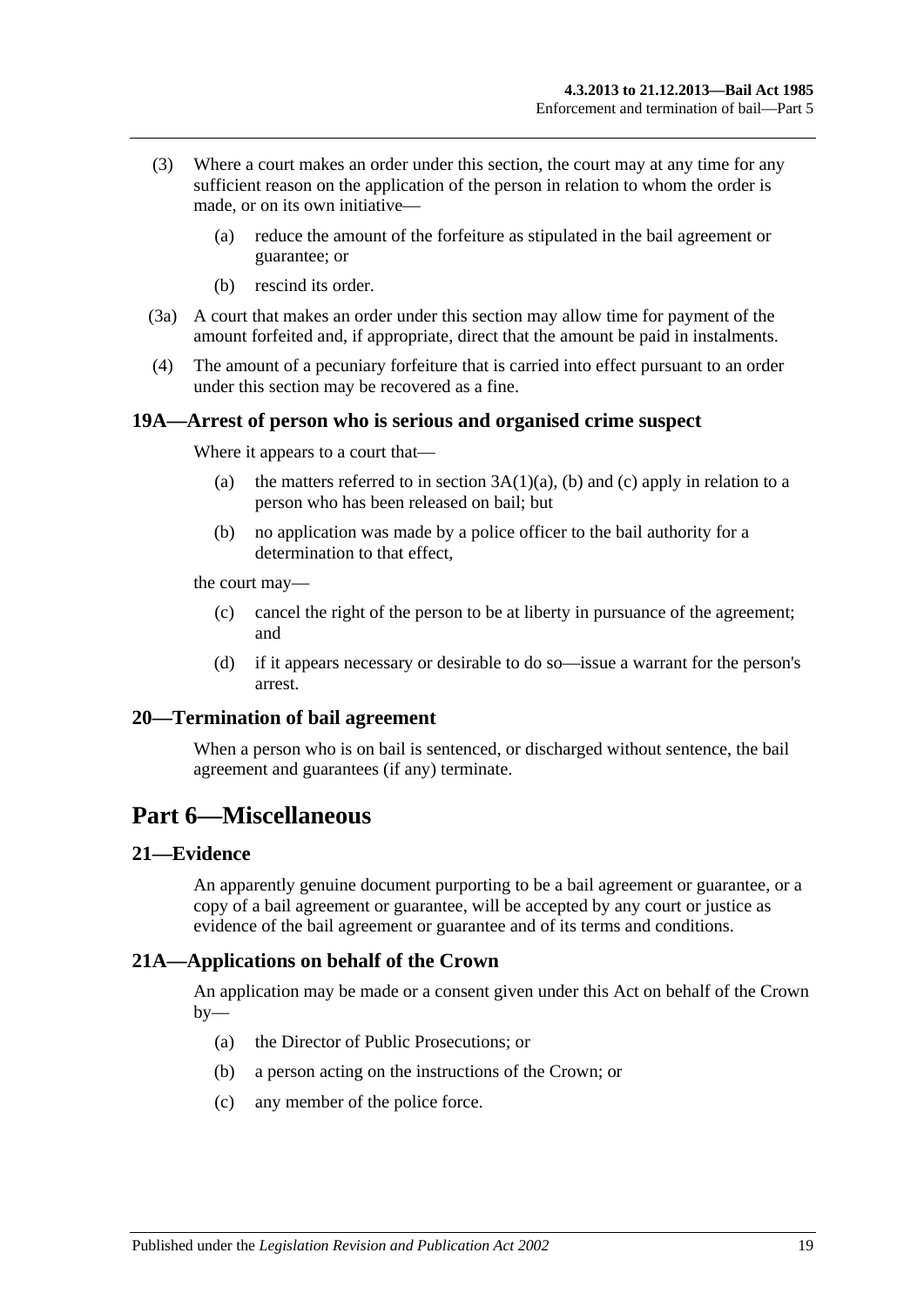(3) Where a court makes an order under this section, the court may at any time for any sufficient reason on the application of the person in relation to whom the order is made, or on its own initiative—

(a) reduce the amount of the forfeiture as stipulated in the bail agreement or guarantee; or

(b) rescind its order.

(3a) A court that makes an order under this section may allow time for payment of the amount forfeited and, if appropriate, direct that the amount be paid in instalments.

(4) The amount of a pecuniary forfeiture that is carried into effect pursuant to an order under this section may be recovered as a fine.

### 19A—Arrest of person who is serious and organised crime suspect

Where it appears to a court that—

(a) the matters referred to in section 3A(1)(a), (b) and (c) apply in relation to a person who has been released on bail; but

(b) no application was made by a police officer to the bail authority for a determination to that effect,

the court may—

(c) cancel the right of the person to be at liberty in pursuance of the agreement; and

(d) if it appears necessary or desirable to do so—issue a warrant for the person's arrest.

### 20—Termination of bail agreement

When a person who is on bail is sentenced, or discharged without sentence, the bail agreement and guarantees (if any) terminate.

## Part 6—Miscellaneous

### 21—Evidence

An apparently genuine document purporting to be a bail agreement or guarantee, or a copy of a bail agreement or guarantee, will be accepted by any court or justice as evidence of the bail agreement or guarantee and of its terms and conditions.

### 21A—Applications on behalf of the Crown

An application may be made or a consent given under this Act on behalf of the Crown by—

(a) the Director of Public Prosecutions; or

(b) a person acting on the instructions of the Crown; or

(c) any member of the police force.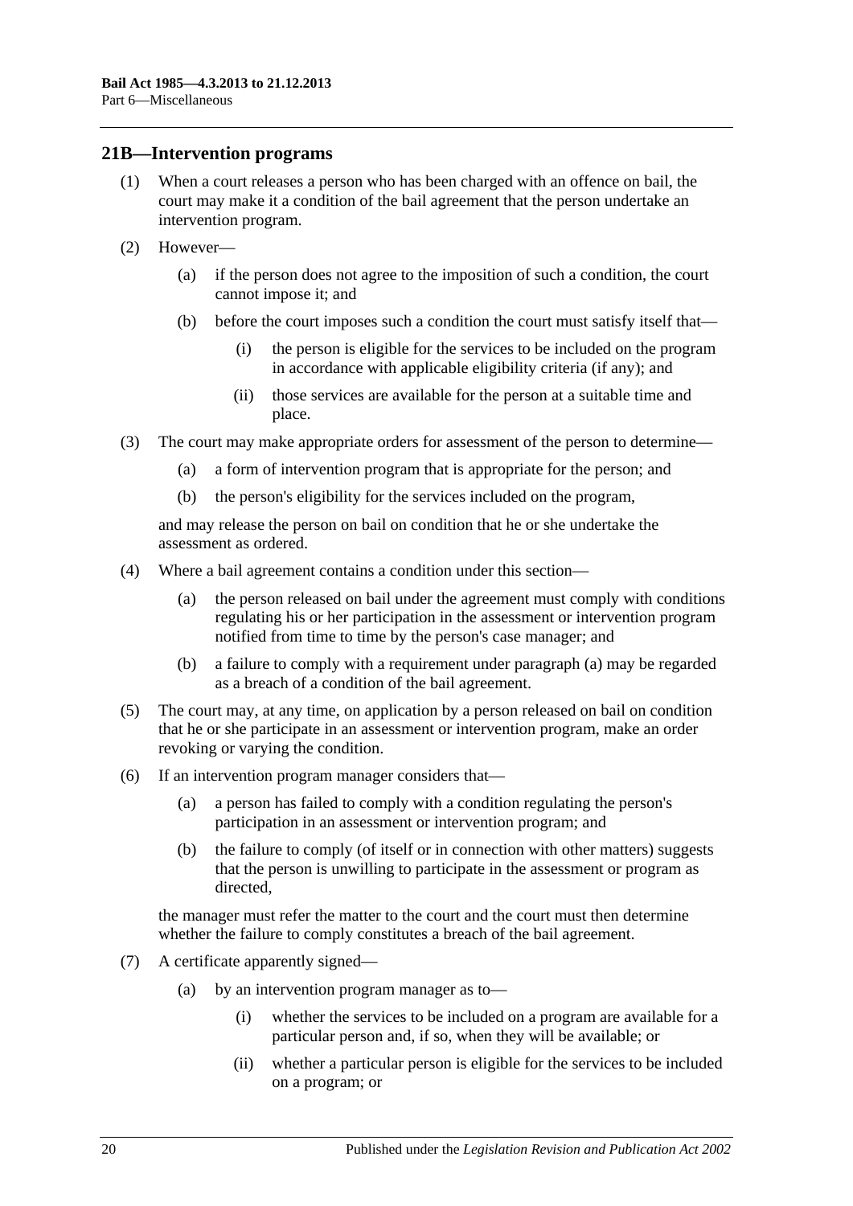## 21B—Intervention programs

(1) When a court releases a person who has been charged with an offence on bail, the court may make it a condition of the bail agreement that the person undertake an intervention program.

(2) However—

 (a) if the person does not agree to the imposition of such a condition, the court cannot impose it; and

 (b) before the court imposes such a condition the court must satisfy itself that—

  (i) the person is eligible for the services to be included on the program in accordance with applicable eligibility criteria (if any); and

  (ii) those services are available for the person at a suitable time and place.

(3) The court may make appropriate orders for assessment of the person to determine—

 (a) a form of intervention program that is appropriate for the person; and

 (b) the person's eligibility for the services included on the program,

and may release the person on bail on condition that he or she undertake the assessment as ordered.

(4) Where a bail agreement contains a condition under this section—

 (a) the person released on bail under the agreement must comply with conditions regulating his or her participation in the assessment or intervention program notified from time to time by the person's case manager; and

 (b) a failure to comply with a requirement under paragraph (a) may be regarded as a breach of a condition of the bail agreement.

(5) The court may, at any time, on application by a person released on bail on condition that he or she participate in an assessment or intervention program, make an order revoking or varying the condition.

(6) If an intervention program manager considers that—

 (a) a person has failed to comply with a condition regulating the person's participation in an assessment or intervention program; and

 (b) the failure to comply (of itself or in connection with other matters) suggests that the person is unwilling to participate in the assessment or program as directed,

the manager must refer the matter to the court and the court must then determine whether the failure to comply constitutes a breach of the bail agreement.

(7) A certificate apparently signed—

 (a) by an intervention program manager as to—

  (i) whether the services to be included on a program are available for a particular person and, if so, when they will be available; or

  (ii) whether a particular person is eligible for the services to be included on a program; or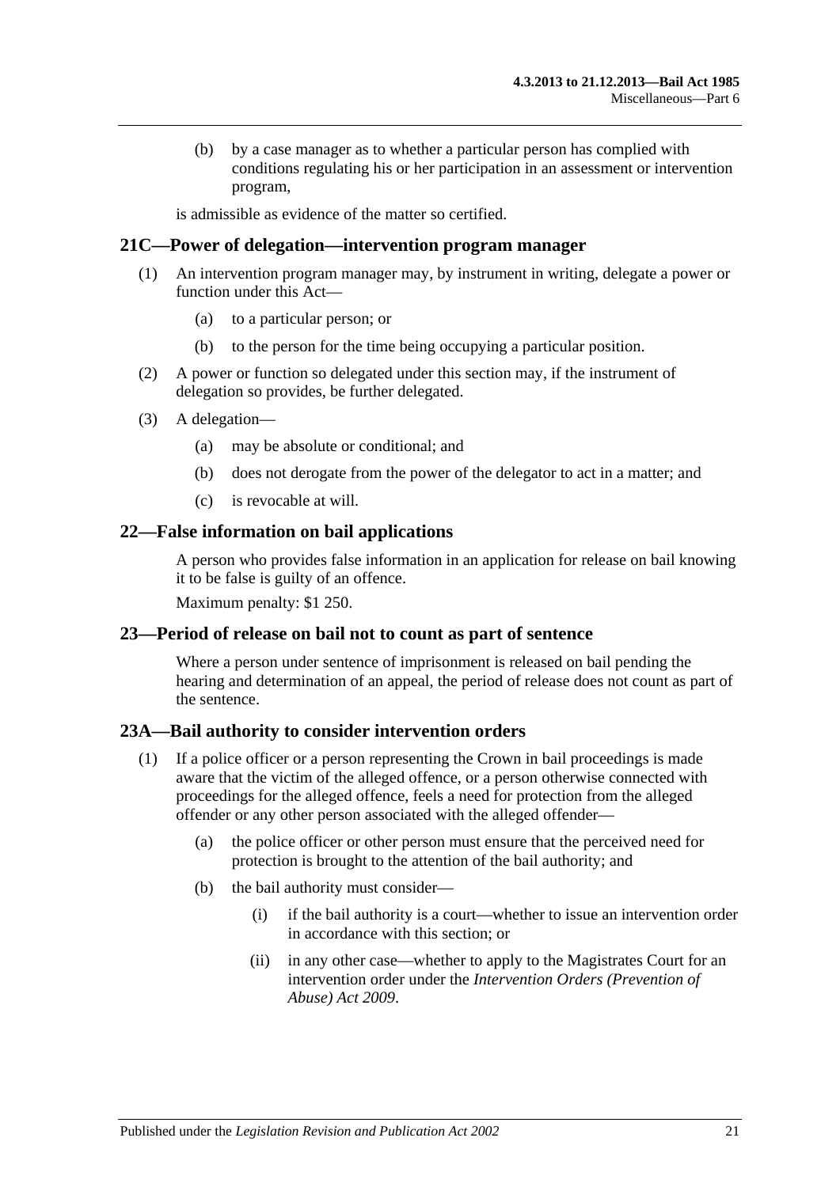(b) by a case manager as to whether a particular person has complied with conditions regulating his or her participation in an assessment or intervention program,

is admissible as evidence of the matter so certified.

## 21C—Power of delegation—intervention program manager

(1) An intervention program manager may, by instrument in writing, delegate a power or function under this Act—

   (a) to a particular person; or

   (b) to the person for the time being occupying a particular position.

(2) A power or function so delegated under this section may, if the instrument of delegation so provides, be further delegated.

(3) A delegation—

   (a) may be absolute or conditional; and

   (b) does not derogate from the power of the delegator to act in a matter; and

   (c) is revocable at will.

## 22—False information on bail applications

A person who provides false information in an application for release on bail knowing it to be false is guilty of an offence.

Maximum penalty: $1 250.

## 23—Period of release on bail not to count as part of sentence

Where a person under sentence of imprisonment is released on bail pending the hearing and determination of an appeal, the period of release does not count as part of the sentence.

## 23A—Bail authority to consider intervention orders

(1) If a police officer or a person representing the Crown in bail proceedings is made aware that the victim of the alleged offence, or a person otherwise connected with proceedings for the alleged offence, feels a need for protection from the alleged offender or any other person associated with the alleged offender—

   (a) the police officer or other person must ensure that the perceived need for protection is brought to the attention of the bail authority; and

   (b) the bail authority must consider—

      (i) if the bail authority is a court—whether to issue an intervention order in accordance with this section; or

      (ii) in any other case—whether to apply to the Magistrates Court for an intervention order under the *Intervention Orders (Prevention of Abuse) Act 2009*.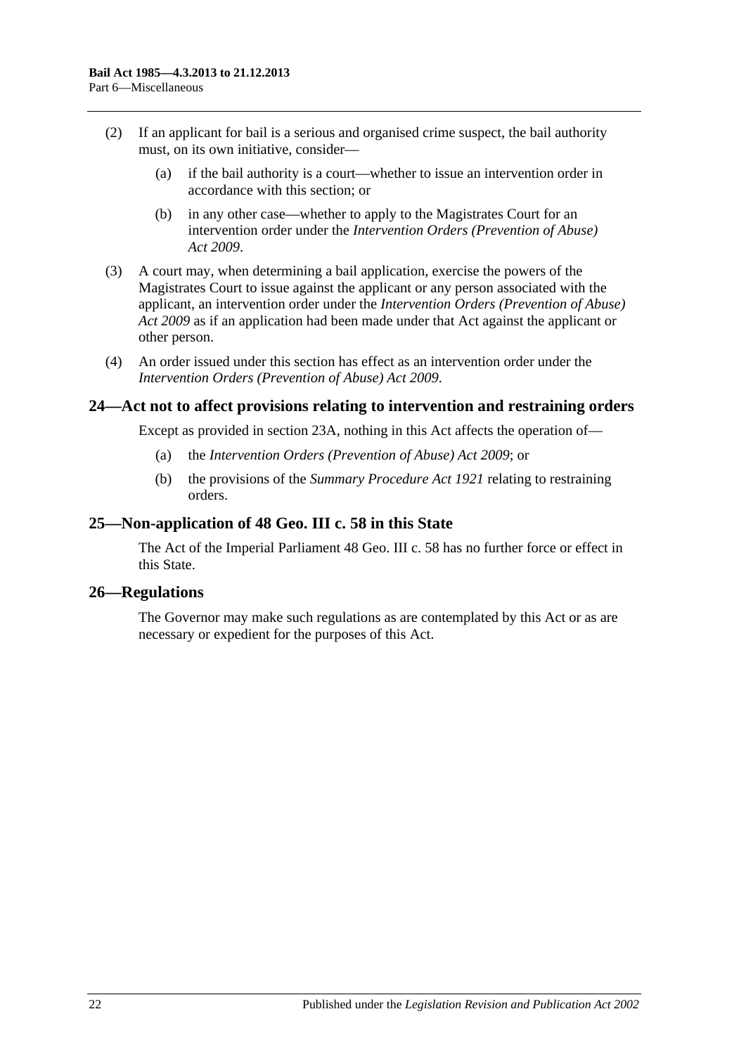(2) If an applicant for bail is a serious and organised crime suspect, the bail authority must, on its own initiative, consider—

(a) if the bail authority is a court—whether to issue an intervention order in accordance with this section; or

(b) in any other case—whether to apply to the Magistrates Court for an intervention order under the *Intervention Orders (Prevention of Abuse) Act 2009*.

(3) A court may, when determining a bail application, exercise the powers of the Magistrates Court to issue against the applicant or any person associated with the applicant, an intervention order under the *Intervention Orders (Prevention of Abuse) Act 2009* as if an application had been made under that Act against the applicant or other person.

(4) An order issued under this section has effect as an intervention order under the *Intervention Orders (Prevention of Abuse) Act 2009*.

## 24—Act not to affect provisions relating to intervention and restraining orders

Except as provided in section 23A, nothing in this Act affects the operation of—

(a) the *Intervention Orders (Prevention of Abuse) Act 2009*; or

(b) the provisions of the *Summary Procedure Act 1921* relating to restraining orders.

## 25—Non-application of 48 Geo. III c. 58 in this State

The Act of the Imperial Parliament 48 Geo. III c. 58 has no further force or effect in this State.

## 26—Regulations

The Governor may make such regulations as are contemplated by this Act or as are necessary or expedient for the purposes of this Act.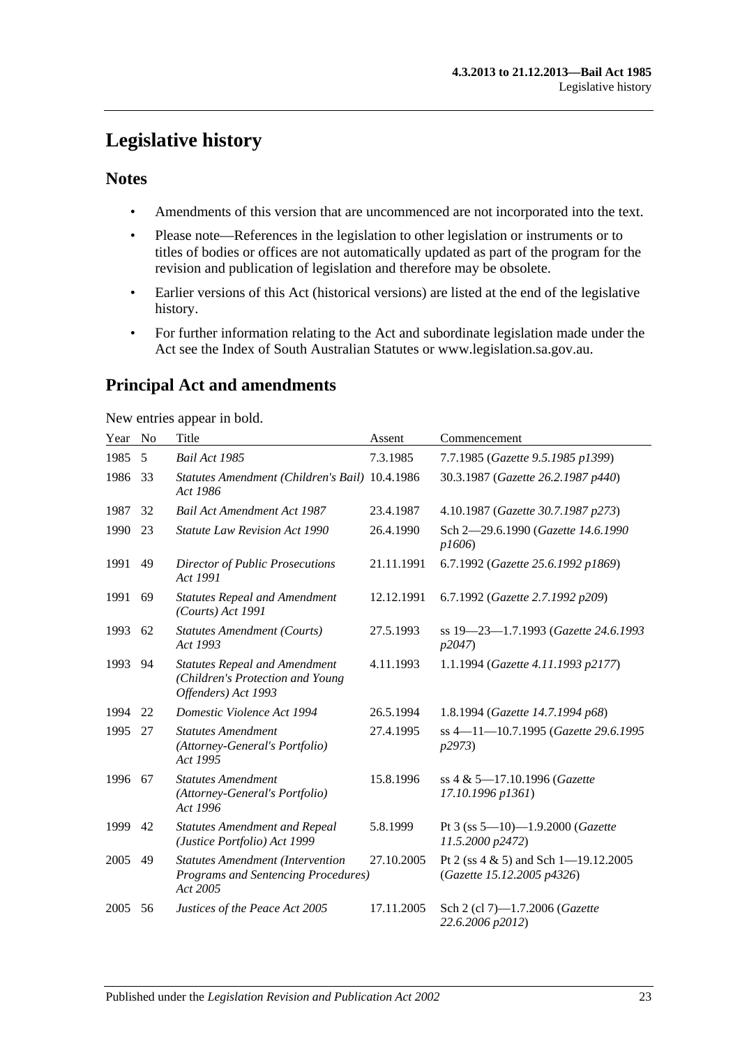# Legislative history

## Notes

- Amendments of this version that are uncommenced are not incorporated into the text.
- Please note—References in the legislation to other legislation or instruments or to titles of bodies or offices are not automatically updated as part of the program for the revision and publication of legislation and therefore may be obsolete.
- Earlier versions of this Act (historical versions) are listed at the end of the legislative history.
- For further information relating to the Act and subordinate legislation made under the Act see the Index of South Australian Statutes or www.legislation.sa.gov.au.

## Principal Act and amendments

New entries appear in bold.

| Year | No | Title | Assent | Commencement |
|---|---|---|---|---|
| 1985 | 5 | *Bail Act 1985* | 7.3.1985 | 7.7.1985 (*Gazette 9.5.1985 p1399*) |
| 1986 | 33 | *Statutes Amendment (Children's Bail) Act 1986* | 10.4.1986 | 30.3.1987 (*Gazette 26.2.1987 p440*) |
| 1987 | 32 | *Bail Act Amendment Act 1987* | 23.4.1987 | 4.10.1987 (*Gazette 30.7.1987 p273*) |
| 1990 | 23 | *Statute Law Revision Act 1990* | 26.4.1990 | Sch 2—29.6.1990 (*Gazette 14.6.1990 p1606*) |
| 1991 | 49 | *Director of Public Prosecutions Act 1991* | 21.11.1991 | 6.7.1992 (*Gazette 25.6.1992 p1869*) |
| 1991 | 69 | *Statutes Repeal and Amendment (Courts) Act 1991* | 12.12.1991 | 6.7.1992 (*Gazette 2.7.1992 p209*) |
| 1993 | 62 | *Statutes Amendment (Courts) Act 1993* | 27.5.1993 | ss 19—23—1.7.1993 (*Gazette 24.6.1993 p2047*) |
| 1993 | 94 | *Statutes Repeal and Amendment (Children's Protection and Young Offenders) Act 1993* | 4.11.1993 | 1.1.1994 (*Gazette 4.11.1993 p2177*) |
| 1994 | 22 | *Domestic Violence Act 1994* | 26.5.1994 | 1.8.1994 (*Gazette 14.7.1994 p68*) |
| 1995 | 27 | *Statutes Amendment (Attorney-General's Portfolio) Act 1995* | 27.4.1995 | ss 4—11—10.7.1995 (*Gazette 29.6.1995 p2973*) |
| 1996 | 67 | *Statutes Amendment (Attorney-General's Portfolio) Act 1996* | 15.8.1996 | ss 4 & 5—17.10.1996 (*Gazette 17.10.1996 p1361*) |
| 1999 | 42 | *Statutes Amendment and Repeal (Justice Portfolio) Act 1999* | 5.8.1999 | Pt 3 (ss 5—10)—1.9.2000 (*Gazette 11.5.2000 p2472*) |
| 2005 | 49 | *Statutes Amendment (Intervention Programs and Sentencing Procedures) Act 2005* | 27.10.2005 | Pt 2 (ss 4 & 5) and Sch 1—19.12.2005 (*Gazette 15.12.2005 p4326*) |
| 2005 | 56 | *Justices of the Peace Act 2005* | 17.11.2005 | Sch 2 (cl 7)—1.7.2006 (*Gazette 22.6.2006 p2012*) |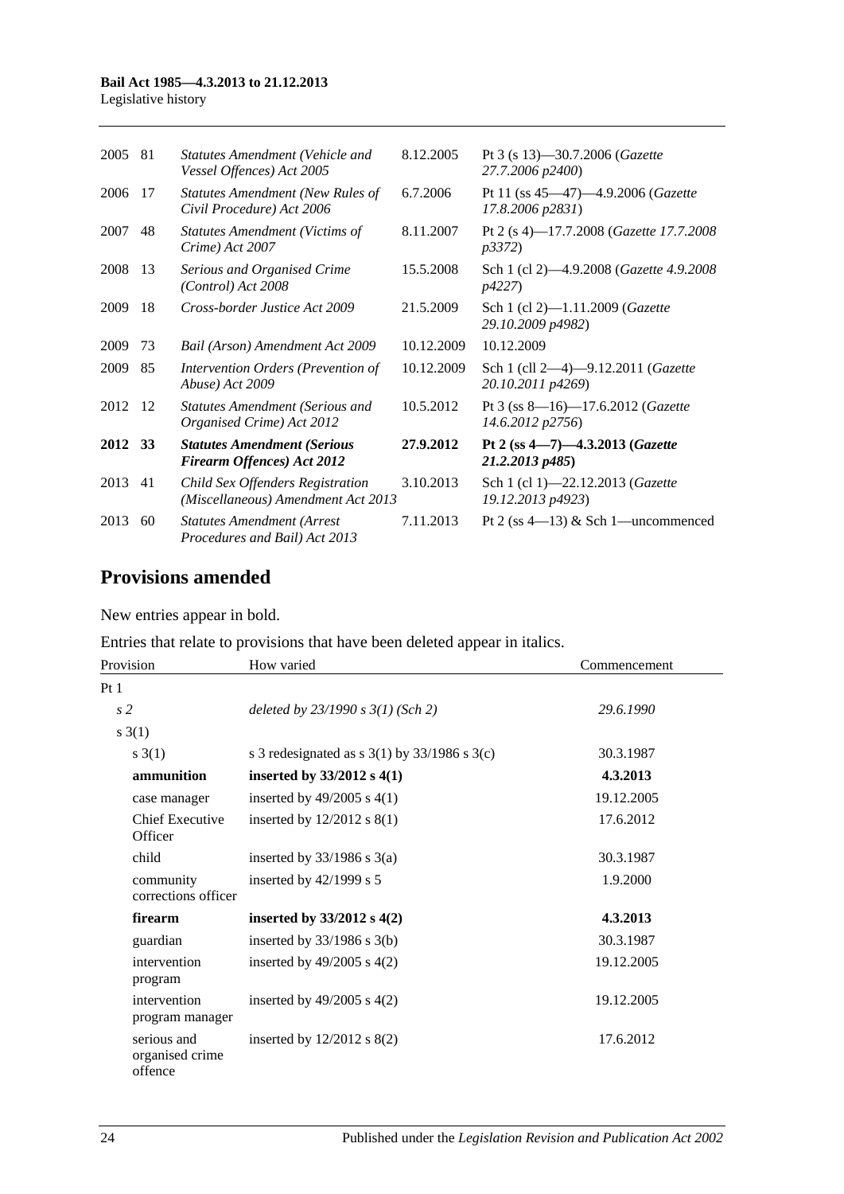| | | | | |
|---|---|---|---|---|
| 2005 | 81 | *Statutes Amendment (Vehicle and Vessel Offences) Act 2005* | 8.12.2005 | Pt 3 (s 13)—30.7.2006 (*Gazette 27.7.2006 p2400*) |
| 2006 | 17 | *Statutes Amendment (New Rules of Civil Procedure) Act 2006* | 6.7.2006 | Pt 11 (ss 45—47)—4.9.2006 (*Gazette 17.8.2006 p2831*) |
| 2007 | 48 | *Statutes Amendment (Victims of Crime) Act 2007* | 8.11.2007 | Pt 2 (s 4)—17.7.2008 (*Gazette 17.7.2008 p3372*) |
| 2008 | 13 | *Serious and Organised Crime (Control) Act 2008* | 15.5.2008 | Sch 1 (cl 2)—4.9.2008 (*Gazette 4.9.2008 p4227*) |
| 2009 | 18 | *Cross-border Justice Act 2009* | 21.5.2009 | Sch 1 (cl 2)—1.11.2009 (*Gazette 29.10.2009 p4982*) |
| 2009 | 73 | *Bail (Arson) Amendment Act 2009* | 10.12.2009 | 10.12.2009 |
| 2009 | 85 | *Intervention Orders (Prevention of Abuse) Act 2009* | 10.12.2009 | Sch 1 (cll 2—4)—9.12.2011 (*Gazette 20.10.2011 p4269*) |
| 2012 | 12 | *Statutes Amendment (Serious and Organised Crime) Act 2012* | 10.5.2012 | Pt 3 (ss 8—16)—17.6.2012 (*Gazette 14.6.2012 p2756*) |
| **2012** | **33** | ***Statutes Amendment (Serious Firearm Offences) Act 2012*** | **27.9.2012** | **Pt 2 (ss 4—7)—4.3.2013 (*Gazette 21.2.2013 p485*)** |
| 2013 | 41 | *Child Sex Offenders Registration (Miscellaneous) Amendment Act 2013* | 3.10.2013 | Sch 1 (cl 1)—22.12.2013 (*Gazette 19.12.2013 p4923*) |
| 2013 | 60 | *Statutes Amendment (Arrest Procedures and Bail) Act 2013* | 7.11.2013 | Pt 2 (ss 4—13) & Sch 1—uncommenced |

## Provisions amended

New entries appear in bold.

Entries that relate to provisions that have been deleted appear in italics.

| Provision | How varied | Commencement |
|---|---|---|
| Pt 1 | | |
| *s 2* | *deleted by 23/1990 s 3(1) (Sch 2)* | *29.6.1990* |
| s 3(1) | | |
| s 3(1) | s 3 redesignated as s 3(1) by 33/1986 s 3(c) | 30.3.1987 |
| **ammunition** | **inserted by 33/2012 s 4(1)** | **4.3.2013** |
| case manager | inserted by 49/2005 s 4(1) | 19.12.2005 |
| Chief Executive Officer | inserted by 12/2012 s 8(1) | 17.6.2012 |
| child | inserted by 33/1986 s 3(a) | 30.3.1987 |
| community corrections officer | inserted by 42/1999 s 5 | 1.9.2000 |
| **firearm** | **inserted by 33/2012 s 4(2)** | **4.3.2013** |
| guardian | inserted by 33/1986 s 3(b) | 30.3.1987 |
| intervention program | inserted by 49/2005 s 4(2) | 19.12.2005 |
| intervention program manager | inserted by 49/2005 s 4(2) | 19.12.2005 |
| serious and organised crime offence | inserted by 12/2012 s 8(2) | 17.6.2012 |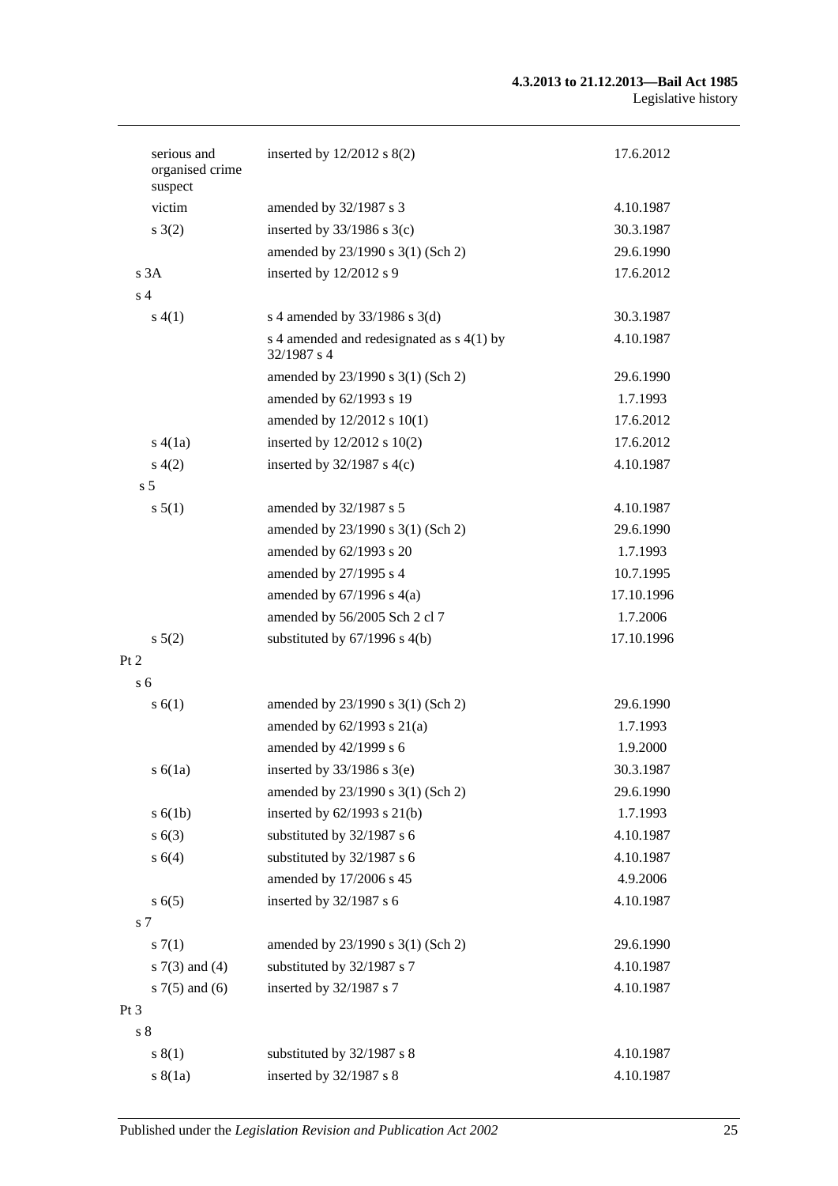| | | |
|---|---|---|
| serious and organised crime suspect | inserted by 12/2012 s 8(2) | 17.6.2012 |
| victim | amended by 32/1987 s 3 | 4.10.1987 |
| s 3(2) | inserted by 33/1986 s 3(c) | 30.3.1987 |
| | amended by 23/1990 s 3(1) (Sch 2) | 29.6.1990 |
| s 3A | inserted by 12/2012 s 9 | 17.6.2012 |
| s 4 | | |
| s 4(1) | s 4 amended by 33/1986 s 3(d) | 30.3.1987 |
| | s 4 amended and redesignated as s 4(1) by 32/1987 s 4 | 4.10.1987 |
| | amended by 23/1990 s 3(1) (Sch 2) | 29.6.1990 |
| | amended by 62/1993 s 19 | 1.7.1993 |
| | amended by 12/2012 s 10(1) | 17.6.2012 |
| s 4(1a) | inserted by 12/2012 s 10(2) | 17.6.2012 |
| s 4(2) | inserted by 32/1987 s 4(c) | 4.10.1987 |
| s 5 | | |
| s 5(1) | amended by 32/1987 s 5 | 4.10.1987 |
| | amended by 23/1990 s 3(1) (Sch 2) | 29.6.1990 |
| | amended by 62/1993 s 20 | 1.7.1993 |
| | amended by 27/1995 s 4 | 10.7.1995 |
| | amended by 67/1996 s 4(a) | 17.10.1996 |
| | amended by 56/2005 Sch 2 cl 7 | 1.7.2006 |
| s 5(2) | substituted by 67/1996 s 4(b) | 17.10.1996 |
| Pt 2 | | |
| s 6 | | |
| s 6(1) | amended by 23/1990 s 3(1) (Sch 2) | 29.6.1990 |
| | amended by 62/1993 s 21(a) | 1.7.1993 |
| | amended by 42/1999 s 6 | 1.9.2000 |
| s 6(1a) | inserted by 33/1986 s 3(e) | 30.3.1987 |
| | amended by 23/1990 s 3(1) (Sch 2) | 29.6.1990 |
| s 6(1b) | inserted by 62/1993 s 21(b) | 1.7.1993 |
| s 6(3) | substituted by 32/1987 s 6 | 4.10.1987 |
| s 6(4) | substituted by 32/1987 s 6 | 4.10.1987 |
| | amended by 17/2006 s 45 | 4.9.2006 |
| s 6(5) | inserted by 32/1987 s 6 | 4.10.1987 |
| s 7 | | |
| s 7(1) | amended by 23/1990 s 3(1) (Sch 2) | 29.6.1990 |
| s 7(3) and (4) | substituted by 32/1987 s 7 | 4.10.1987 |
| s 7(5) and (6) | inserted by 32/1987 s 7 | 4.10.1987 |
| Pt 3 | | |
| s 8 | | |
| s 8(1) | substituted by 32/1987 s 8 | 4.10.1987 |
| s 8(1a) | inserted by 32/1987 s 8 | 4.10.1987 |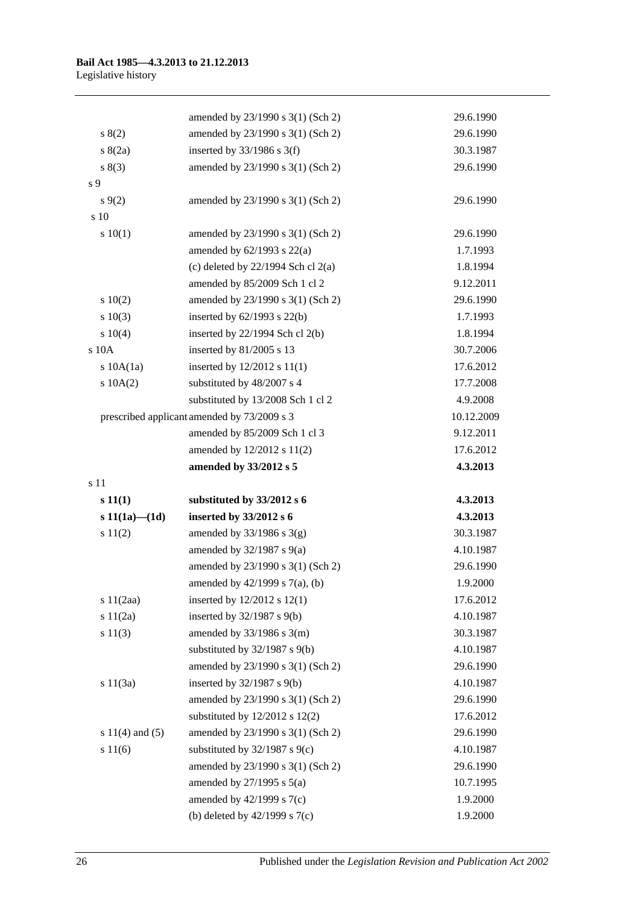| | | |
|---|---|---|
| | amended by 23/1990 s 3(1) (Sch 2) | 29.6.1990 |
| s 8(2) | amended by 23/1990 s 3(1) (Sch 2) | 29.6.1990 |
| s 8(2a) | inserted by 33/1986 s 3(f) | 30.3.1987 |
| s 8(3) | amended by 23/1990 s 3(1) (Sch 2) | 29.6.1990 |
| s 9 | | |
| s 9(2) | amended by 23/1990 s 3(1) (Sch 2) | 29.6.1990 |
| s 10 | | |
| s 10(1) | amended by 23/1990 s 3(1) (Sch 2) | 29.6.1990 |
| | amended by 62/1993 s 22(a) | 1.7.1993 |
| | (c) deleted by 22/1994 Sch cl 2(a) | 1.8.1994 |
| | amended by 85/2009 Sch 1 cl 2 | 9.12.2011 |
| s 10(2) | amended by 23/1990 s 3(1) (Sch 2) | 29.6.1990 |
| s 10(3) | inserted by 62/1993 s 22(b) | 1.7.1993 |
| s 10(4) | inserted by 22/1994 Sch cl 2(b) | 1.8.1994 |
| s 10A | inserted by 81/2005 s 13 | 30.7.2006 |
| s 10A(1a) | inserted by 12/2012 s 11(1) | 17.6.2012 |
| s 10A(2) | substituted by 48/2007 s 4 | 17.7.2008 |
| | substituted by 13/2008 Sch 1 cl 2 | 4.9.2008 |
| prescribed applicant | amended by 73/2009 s 3 | 10.12.2009 |
| | amended by 85/2009 Sch 1 cl 3 | 9.12.2011 |
| | amended by 12/2012 s 11(2) | 17.6.2012 |
| | **amended by 33/2012 s 5** | **4.3.2013** |
| s 11 | | |
| **s 11(1)** | **substituted by 33/2012 s 6** | **4.3.2013** |
| **s 11(1a)—(1d)** | **inserted by 33/2012 s 6** | **4.3.2013** |
| s 11(2) | amended by 33/1986 s 3(g) | 30.3.1987 |
| | amended by 32/1987 s 9(a) | 4.10.1987 |
| | amended by 23/1990 s 3(1) (Sch 2) | 29.6.1990 |
| | amended by 42/1999 s 7(a), (b) | 1.9.2000 |
| s 11(2aa) | inserted by 12/2012 s 12(1) | 17.6.2012 |
| s 11(2a) | inserted by 32/1987 s 9(b) | 4.10.1987 |
| s 11(3) | amended by 33/1986 s 3(m) | 30.3.1987 |
| | substituted by 32/1987 s 9(b) | 4.10.1987 |
| | amended by 23/1990 s 3(1) (Sch 2) | 29.6.1990 |
| s 11(3a) | inserted by 32/1987 s 9(b) | 4.10.1987 |
| | amended by 23/1990 s 3(1) (Sch 2) | 29.6.1990 |
| | substituted by 12/2012 s 12(2) | 17.6.2012 |
| s 11(4) and (5) | amended by 23/1990 s 3(1) (Sch 2) | 29.6.1990 |
| s 11(6) | substituted by 32/1987 s 9(c) | 4.10.1987 |
| | amended by 23/1990 s 3(1) (Sch 2) | 29.6.1990 |
| | amended by 27/1995 s 5(a) | 10.7.1995 |
| | amended by 42/1999 s 7(c) | 1.9.2000 |
| | (b) deleted by 42/1999 s 7(c) | 1.9.2000 |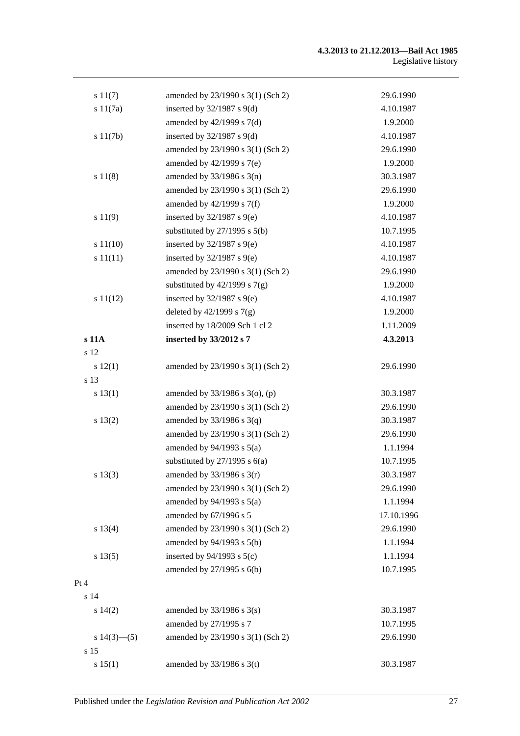| | | |
|---|---|---|
| s 11(7) | amended by 23/1990 s 3(1) (Sch 2) | 29.6.1990 |
| s 11(7a) | inserted by 32/1987 s 9(d) | 4.10.1987 |
| | amended by 42/1999 s 7(d) | 1.9.2000 |
| s 11(7b) | inserted by 32/1987 s 9(d) | 4.10.1987 |
| | amended by 23/1990 s 3(1) (Sch 2) | 29.6.1990 |
| | amended by 42/1999 s 7(e) | 1.9.2000 |
| s 11(8) | amended by 33/1986 s 3(n) | 30.3.1987 |
| | amended by 23/1990 s 3(1) (Sch 2) | 29.6.1990 |
| | amended by 42/1999 s 7(f) | 1.9.2000 |
| s 11(9) | inserted by 32/1987 s 9(e) | 4.10.1987 |
| | substituted by 27/1995 s 5(b) | 10.7.1995 |
| s 11(10) | inserted by 32/1987 s 9(e) | 4.10.1987 |
| s 11(11) | inserted by 32/1987 s 9(e) | 4.10.1987 |
| | amended by 23/1990 s 3(1) (Sch 2) | 29.6.1990 |
| | substituted by 42/1999 s 7(g) | 1.9.2000 |
| s 11(12) | inserted by 32/1987 s 9(e) | 4.10.1987 |
| | deleted by 42/1999 s 7(g) | 1.9.2000 |
| | inserted by 18/2009 Sch 1 cl 2 | 1.11.2009 |
| **s 11A** | **inserted by 33/2012 s 7** | **4.3.2013** |
| s 12 | | |
| s 12(1) | amended by 23/1990 s 3(1) (Sch 2) | 29.6.1990 |
| s 13 | | |
| s 13(1) | amended by 33/1986 s 3(o), (p) | 30.3.1987 |
| | amended by 23/1990 s 3(1) (Sch 2) | 29.6.1990 |
| s 13(2) | amended by 33/1986 s 3(q) | 30.3.1987 |
| | amended by 23/1990 s 3(1) (Sch 2) | 29.6.1990 |
| | amended by 94/1993 s 5(a) | 1.1.1994 |
| | substituted by 27/1995 s 6(a) | 10.7.1995 |
| s 13(3) | amended by 33/1986 s 3(r) | 30.3.1987 |
| | amended by 23/1990 s 3(1) (Sch 2) | 29.6.1990 |
| | amended by 94/1993 s 5(a) | 1.1.1994 |
| | amended by 67/1996 s 5 | 17.10.1996 |
| s 13(4) | amended by 23/1990 s 3(1) (Sch 2) | 29.6.1990 |
| | amended by 94/1993 s 5(b) | 1.1.1994 |
| s 13(5) | inserted by 94/1993 s 5(c) | 1.1.1994 |
| | amended by 27/1995 s 6(b) | 10.7.1995 |
| Pt 4 | | |
| s 14 | | |
| s 14(2) | amended by 33/1986 s 3(s) | 30.3.1987 |
| | amended by 27/1995 s 7 | 10.7.1995 |
| s 14(3)—(5) | amended by 23/1990 s 3(1) (Sch 2) | 29.6.1990 |
| s 15 | | |
| s 15(1) | amended by 33/1986 s 3(t) | 30.3.1987 |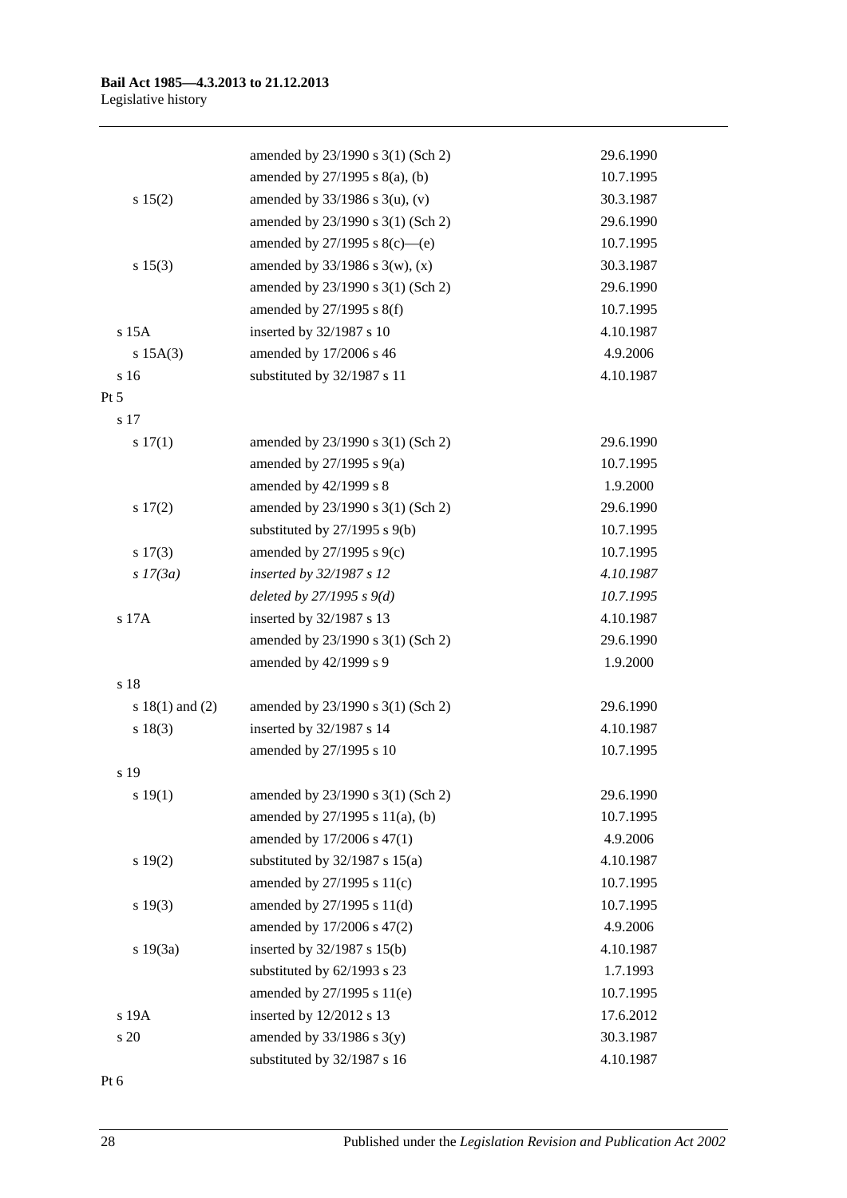| | | |
|---|---|---|
| | amended by 23/1990 s 3(1) (Sch 2) | 29.6.1990 |
| | amended by 27/1995 s 8(a), (b) | 10.7.1995 |
| s 15(2) | amended by 33/1986 s 3(u), (v) | 30.3.1987 |
| | amended by 23/1990 s 3(1) (Sch 2) | 29.6.1990 |
| | amended by 27/1995 s 8(c)—(e) | 10.7.1995 |
| s 15(3) | amended by 33/1986 s 3(w), (x) | 30.3.1987 |
| | amended by 23/1990 s 3(1) (Sch 2) | 29.6.1990 |
| | amended by 27/1995 s 8(f) | 10.7.1995 |
| s 15A | inserted by 32/1987 s 10 | 4.10.1987 |
| s 15A(3) | amended by 17/2006 s 46 | 4.9.2006 |
| s 16 | substituted by 32/1987 s 11 | 4.10.1987 |
| Pt 5 | | |
| s 17 | | |
| s 17(1) | amended by 23/1990 s 3(1) (Sch 2) | 29.6.1990 |
| | amended by 27/1995 s 9(a) | 10.7.1995 |
| | amended by 42/1999 s 8 | 1.9.2000 |
| s 17(2) | amended by 23/1990 s 3(1) (Sch 2) | 29.6.1990 |
| | substituted by 27/1995 s 9(b) | 10.7.1995 |
| s 17(3) | amended by 27/1995 s 9(c) | 10.7.1995 |
| *s 17(3a)* | *inserted by 32/1987 s 12* | *4.10.1987* |
| | *deleted by 27/1995 s 9(d)* | *10.7.1995* |
| s 17A | inserted by 32/1987 s 13 | 4.10.1987 |
| | amended by 23/1990 s 3(1) (Sch 2) | 29.6.1990 |
| | amended by 42/1999 s 9 | 1.9.2000 |
| s 18 | | |
| s 18(1) and (2) | amended by 23/1990 s 3(1) (Sch 2) | 29.6.1990 |
| s 18(3) | inserted by 32/1987 s 14 | 4.10.1987 |
| | amended by 27/1995 s 10 | 10.7.1995 |
| s 19 | | |
| s 19(1) | amended by 23/1990 s 3(1) (Sch 2) | 29.6.1990 |
| | amended by 27/1995 s 11(a), (b) | 10.7.1995 |
| | amended by 17/2006 s 47(1) | 4.9.2006 |
| s 19(2) | substituted by 32/1987 s 15(a) | 4.10.1987 |
| | amended by 27/1995 s 11(c) | 10.7.1995 |
| s 19(3) | amended by 27/1995 s 11(d) | 10.7.1995 |
| | amended by 17/2006 s 47(2) | 4.9.2006 |
| s 19(3a) | inserted by 32/1987 s 15(b) | 4.10.1987 |
| | substituted by 62/1993 s 23 | 1.7.1993 |
| | amended by 27/1995 s 11(e) | 10.7.1995 |
| s 19A | inserted by 12/2012 s 13 | 17.6.2012 |
| s 20 | amended by 33/1986 s 3(y) | 30.3.1987 |
| | substituted by 32/1987 s 16 | 4.10.1987 |
| Pt 6 | | |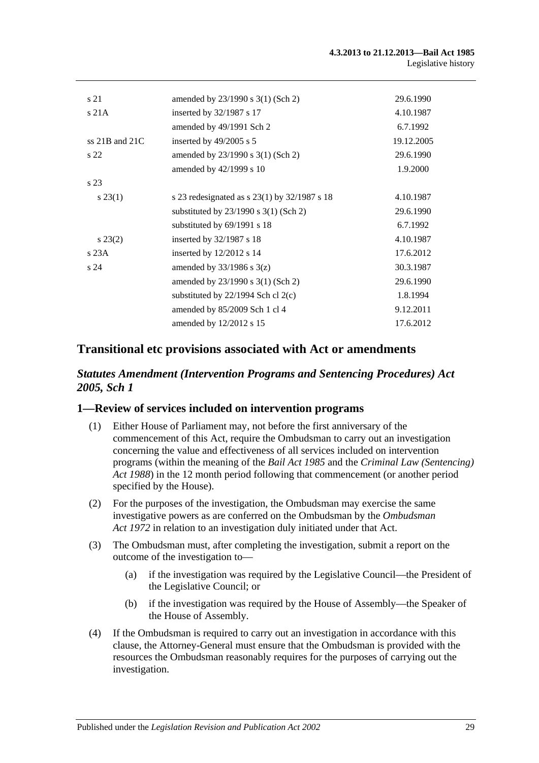| | | |
|---|---|---|
| s 21 | amended by 23/1990 s 3(1) (Sch 2) | 29.6.1990 |
| s 21A | inserted by 32/1987 s 17 | 4.10.1987 |
| | amended by 49/1991 Sch 2 | 6.7.1992 |
| ss 21B and 21C | inserted by 49/2005 s 5 | 19.12.2005 |
| s 22 | amended by 23/1990 s 3(1) (Sch 2) | 29.6.1990 |
| | amended by 42/1999 s 10 | 1.9.2000 |
| s 23 | | |
| s 23(1) | s 23 redesignated as s 23(1) by 32/1987 s 18 | 4.10.1987 |
| | substituted by 23/1990 s 3(1) (Sch 2) | 29.6.1990 |
| | substituted by 69/1991 s 18 | 6.7.1992 |
| s 23(2) | inserted by 32/1987 s 18 | 4.10.1987 |
| s 23A | inserted by 12/2012 s 14 | 17.6.2012 |
| s 24 | amended by 33/1986 s 3(z) | 30.3.1987 |
| | amended by 23/1990 s 3(1) (Sch 2) | 29.6.1990 |
| | substituted by 22/1994 Sch cl 2(c) | 1.8.1994 |
| | amended by 85/2009 Sch 1 cl 4 | 9.12.2011 |
| | amended by 12/2012 s 15 | 17.6.2012 |

## Transitional etc provisions associated with Act or amendments

### *Statutes Amendment (Intervention Programs and Sentencing Procedures) Act 2005, Sch 1*

### 1—Review of services included on intervention programs

(1) Either House of Parliament may, not before the first anniversary of the commencement of this Act, require the Ombudsman to carry out an investigation concerning the value and effectiveness of all services included on intervention programs (within the meaning of the *Bail Act 1985* and the *Criminal Law (Sentencing) Act 1988*) in the 12 month period following that commencement (or another period specified by the House).

(2) For the purposes of the investigation, the Ombudsman may exercise the same investigative powers as are conferred on the Ombudsman by the *Ombudsman Act 1972* in relation to an investigation duly initiated under that Act.

(3) The Ombudsman must, after completing the investigation, submit a report on the outcome of the investigation to—

(a) if the investigation was required by the Legislative Council—the President of the Legislative Council; or

(b) if the investigation was required by the House of Assembly—the Speaker of the House of Assembly.

(4) If the Ombudsman is required to carry out an investigation in accordance with this clause, the Attorney-General must ensure that the Ombudsman is provided with the resources the Ombudsman reasonably requires for the purposes of carrying out the investigation.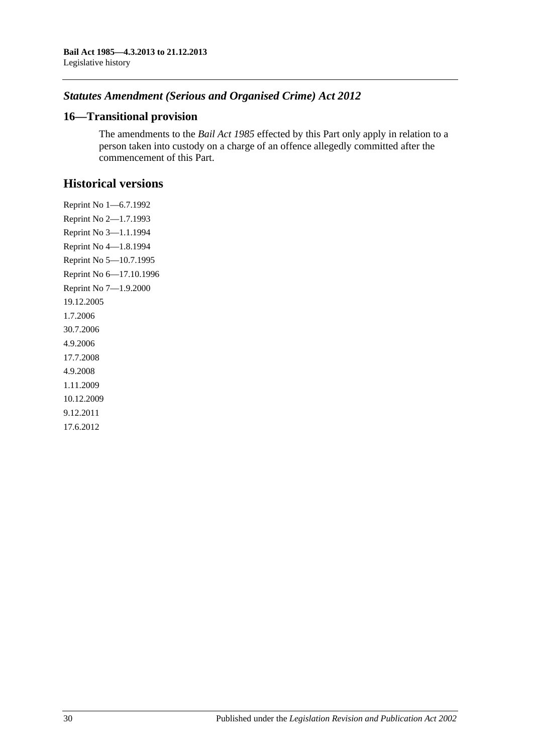### *Statutes Amendment (Serious and Organised Crime) Act 2012*

## 16—Transitional provision

The amendments to the *Bail Act 1985* effected by this Part only apply in relation to a person taken into custody on a charge of an offence allegedly committed after the commencement of this Part.

# Historical versions

Reprint No 1—6.7.1992

Reprint No 2—1.7.1993

Reprint No 3—1.1.1994

Reprint No 4—1.8.1994

Reprint No 5—10.7.1995

Reprint No 6—17.10.1996

Reprint No 7—1.9.2000

19.12.2005

1.7.2006

30.7.2006

4.9.2006

17.7.2008

4.9.2008

1.11.2009

10.12.2009

9.12.2011

17.6.2012